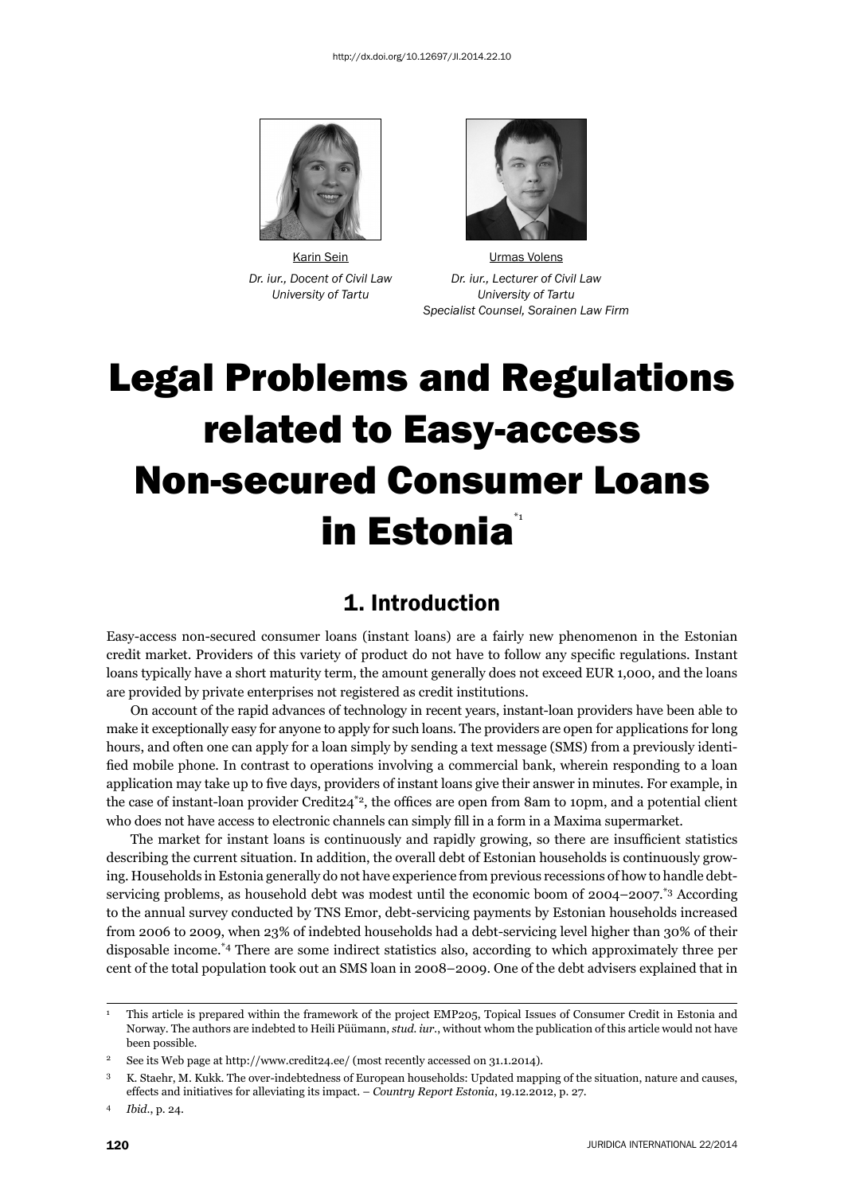http://dx.doi.org/10.12697/JI.2014.22.10

Karin Sein
*Dr. iur., Docent of Civil Law*
*University of Tartu*

Urmas Volens
*Dr. iur., Lecturer of Civil Law*
*University of Tartu*
*Specialist Counsel, Sorainen Law Firm*

# Legal Problems and Regulations related to Easy-access Non-secured Consumer Loans in Estonia[*1]

## 1. Introduction

Easy-access non-secured consumer loans (instant loans) are a fairly new phenomenon in the Estonian credit market. Providers of this variety of product do not have to follow any specific regulations. Instant loans typically have a short maturity term, the amount generally does not exceed EUR 1,000, and the loans are provided by private enterprises not registered as credit institutions.

On account of the rapid advances of technology in recent years, instant-loan providers have been able to make it exceptionally easy for anyone to apply for such loans. The providers are open for applications for long hours, and often one can apply for a loan simply by sending a text message (SMS) from a previously identified mobile phone. In contrast to operations involving a commercial bank, wherein responding to a loan application may take up to five days, providers of instant loans give their answer in minutes. For example, in the case of instant-loan provider Credit24[*2], the offices are open from 8am to 10pm, and a potential client who does not have access to electronic channels can simply fill in a form in a Maxima supermarket.

The market for instant loans is continuously and rapidly growing, so there are insufficient statistics describing the current situation. In addition, the overall debt of Estonian households is continuously growing. Households in Estonia generally do not have experience from previous recessions of how to handle debt-servicing problems, as household debt was modest until the economic boom of 2004–2007.[*3] According to the annual survey conducted by TNS Emor, debt-servicing payments by Estonian households increased from 2006 to 2009, when 23% of indebted households had a debt-servicing level higher than 30% of their disposable income.[*4] There are some indirect statistics also, according to which approximately three per cent of the total population took out an SMS loan in 2008–2009. One of the debt advisers explained that in

---

1 This article is prepared within the framework of the project EMP205, Topical Issues of Consumer Credit in Estonia and Norway. The authors are indebted to Heili Püümann, *stud. iur.*, without whom the publication of this article would not have been possible.

2 See its Web page at http://www.credit24.ee/ (most recently accessed on 31.1.2014).

3 K. Staehr, M. Kukk. The over-indebtedness of European households: Updated mapping of the situation, nature and causes, effects and initiatives for alleviating its impact. – *Country Report Estonia*, 19.12.2012, p. 27.

4 *Ibid*., p. 24.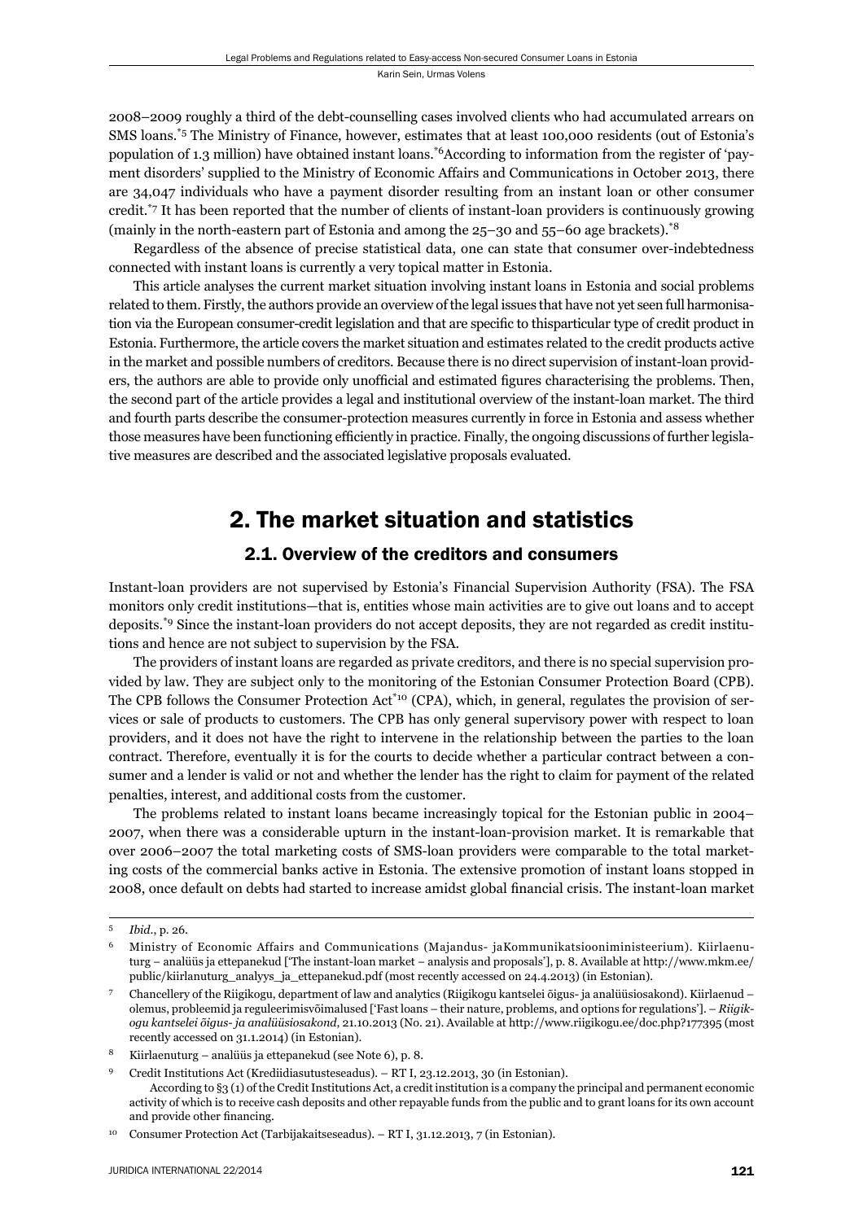2008–2009 roughly a third of the debt-counselling cases involved clients who had accumulated arrears on SMS loans.[*5] The Ministry of Finance, however, estimates that at least 100,000 residents (out of Estonia's population of 1.3 million) have obtained instant loans.[*6]According to information from the register of 'payment disorders' supplied to the Ministry of Economic Affairs and Communications in October 2013, there are 34,047 individuals who have a payment disorder resulting from an instant loan or other consumer credit.[*7] It has been reported that the number of clients of instant-loan providers is continuously growing (mainly in the north-eastern part of Estonia and among the 25–30 and 55–60 age brackets).[*8]

Regardless of the absence of precise statistical data, one can state that consumer over-indebtedness connected with instant loans is currently a very topical matter in Estonia.

This article analyses the current market situation involving instant loans in Estonia and social problems related to them. Firstly, the authors provide an overview of the legal issues that have not yet seen full harmonisation via the European consumer-credit legislation and that are specific to thisparticular type of credit product in Estonia. Furthermore, the article covers the market situation and estimates related to the credit products active in the market and possible numbers of creditors. Because there is no direct supervision of instant-loan providers, the authors are able to provide only unofficial and estimated figures characterising the problems. Then, the second part of the article provides a legal and institutional overview of the instant-loan market. The third and fourth parts describe the consumer-protection measures currently in force in Estonia and assess whether those measures have been functioning efficiently in practice. Finally, the ongoing discussions of further legislative measures are described and the associated legislative proposals evaluated.

## 2. The market situation and statistics

### 2.1. Overview of the creditors and consumers

Instant-loan providers are not supervised by Estonia's Financial Supervision Authority (FSA). The FSA monitors only credit institutions—that is, entities whose main activities are to give out loans and to accept deposits.[*9] Since the instant-loan providers do not accept deposits, they are not regarded as credit institutions and hence are not subject to supervision by the FSA.

The providers of instant loans are regarded as private creditors, and there is no special supervision provided by law. They are subject only to the monitoring of the Estonian Consumer Protection Board (CPB). The CPB follows the Consumer Protection Act[*10] (CPA), which, in general, regulates the provision of services or sale of products to customers. The CPB has only general supervisory power with respect to loan providers, and it does not have the right to intervene in the relationship between the parties to the loan contract. Therefore, eventually it is for the courts to decide whether a particular contract between a consumer and a lender is valid or not and whether the lender has the right to claim for payment of the related penalties, interest, and additional costs from the customer.

The problems related to instant loans became increasingly topical for the Estonian public in 2004–2007, when there was a considerable upturn in the instant-loan-provision market. It is remarkable that over 2006–2007 the total marketing costs of SMS-loan providers were comparable to the total marketing costs of the commercial banks active in Estonia. The extensive promotion of instant loans stopped in 2008, once default on debts had started to increase amidst global financial crisis. The instant-loan market

---

5 *Ibid.*, p. 26.

6 Ministry of Economic Affairs and Communications (Majandus- jaKommunikatsiooniministeerium). Kiirlaenuturg – analüüs ja ettepanekud ['The instant-loan market – analysis and proposals'], p. 8. Available at http://www.mkm.ee/public/kiirlanuturg_analyys_ja_ettepanekud.pdf (most recently accessed on 24.4.2013) (in Estonian).

7 Chancellery of the Riigikogu, department of law and analytics (Riigikogu kantselei õigus- ja analüüsiosakond). Kiirlaenud – olemus, probleemid ja reguleerimisvõimalused ['Fast loans – their nature, problems, and options for regulations']. – *Riigikogu kantselei õigus- ja analüüsiosakond*, 21.10.2013 (No. 21). Available at http://www.riigikogu.ee/doc.php?177395 (most recently accessed on 31.1.2014) (in Estonian).

8 Kiirlaenuturg – analüüs ja ettepanekud (see Note 6), p. 8.

9 Credit Institutions Act (Krediidiasutusteseadus). – RT I, 23.12.2013, 30 (in Estonian).
According to §3 (1) of the Credit Institutions Act, a credit institution is a company the principal and permanent economic activity of which is to receive cash deposits and other repayable funds from the public and to grant loans for its own account and provide other financing.

10 Consumer Protection Act (Tarbijakaitseseadus). – RT I, 31.12.2013, 7 (in Estonian).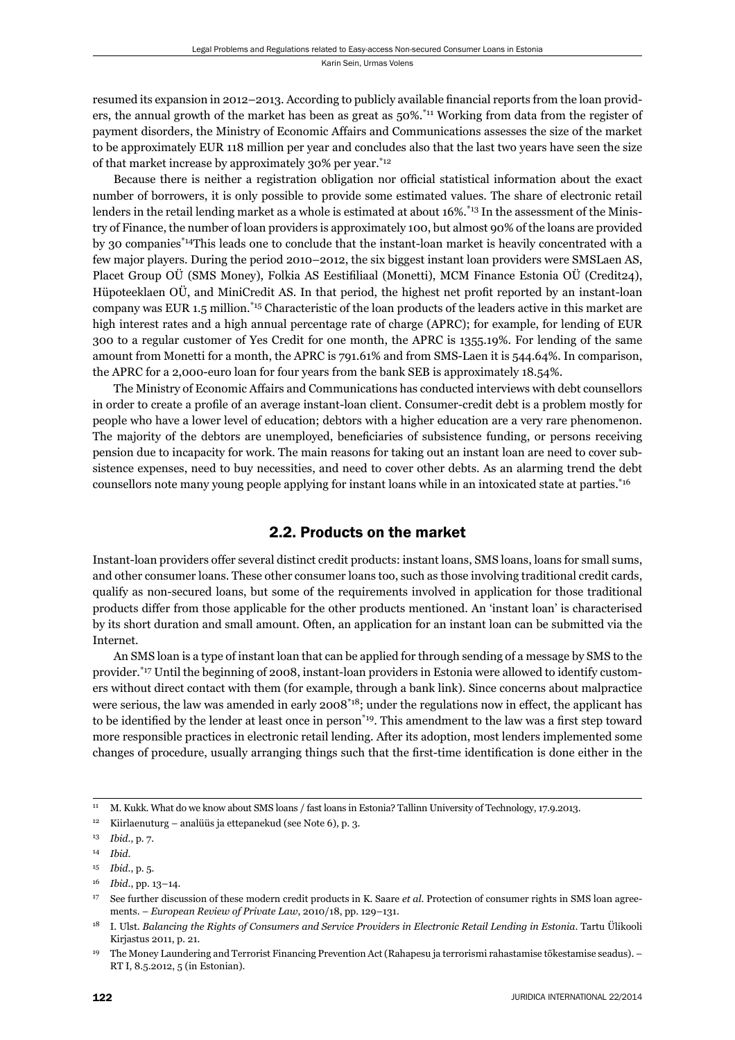resumed its expansion in 2012–2013. According to publicly available financial reports from the loan providers, the annual growth of the market has been as great as 50%.[*11] Working from data from the register of payment disorders, the Ministry of Economic Affairs and Communications assesses the size of the market to be approximately EUR 118 million per year and concludes also that the last two years have seen the size of that market increase by approximately 30% per year.[*12]

Because there is neither a registration obligation nor official statistical information about the exact number of borrowers, it is only possible to provide some estimated values. The share of electronic retail lenders in the retail lending market as a whole is estimated at about 16%.[*13] In the assessment of the Ministry of Finance, the number of loan providers is approximately 100, but almost 90% of the loans are provided by 30 companies[*14]This leads one to conclude that the instant-loan market is heavily concentrated with a few major players. During the period 2010–2012, the six biggest instant loan providers were SMSLaen AS, Placet Group OÜ (SMS Money), Folkia AS Eestifiliaal (Monetti), MCM Finance Estonia OÜ (Credit24), Hüpoteeklaen OÜ, and MiniCredit AS. In that period, the highest net profit reported by an instant-loan company was EUR 1.5 million.[*15] Characteristic of the loan products of the leaders active in this market are high interest rates and a high annual percentage rate of charge (APRC); for example, for lending of EUR 300 to a regular customer of Yes Credit for one month, the APRC is 1355.19%. For lending of the same amount from Monetti for a month, the APRC is 791.61% and from SMS-Laen it is 544.64%. In comparison, the APRC for a 2,000-euro loan for four years from the bank SEB is approximately 18.54%.

The Ministry of Economic Affairs and Communications has conducted interviews with debt counsellors in order to create a profile of an average instant-loan client. Consumer-credit debt is a problem mostly for people who have a lower level of education; debtors with a higher education are a very rare phenomenon. The majority of the debtors are unemployed, beneficiaries of subsistence funding, or persons receiving pension due to incapacity for work. The main reasons for taking out an instant loan are need to cover subsistence expenses, need to buy necessities, and need to cover other debts. As an alarming trend the debt counsellors note many young people applying for instant loans while in an intoxicated state at parties.[*16]

## 2.2. Products on the market

Instant-loan providers offer several distinct credit products: instant loans, SMS loans, loans for small sums, and other consumer loans. These other consumer loans too, such as those involving traditional credit cards, qualify as non-secured loans, but some of the requirements involved in application for those traditional products differ from those applicable for the other products mentioned. An 'instant loan' is characterised by its short duration and small amount. Often, an application for an instant loan can be submitted via the Internet.

An SMS loan is a type of instant loan that can be applied for through sending of a message by SMS to the provider.[*17] Until the beginning of 2008, instant-loan providers in Estonia were allowed to identify customers without direct contact with them (for example, through a bank link). Since concerns about malpractice were serious, the law was amended in early 2008[*18]; under the regulations now in effect, the applicant has to be identified by the lender at least once in person[*19]. This amendment to the law was a first step toward more responsible practices in electronic retail lending. After its adoption, most lenders implemented some changes of procedure, usually arranging things such that the first-time identification is done either in the

---

11 M. Kukk. What do we know about SMS loans / fast loans in Estonia? Tallinn University of Technology, 17.9.2013.

12 Kiirlaenuturg – analüüs ja ettepanekud (see Note 6), p. 3.

13 *Ibid*., p. 7.

14 *Ibid*.

15 *Ibid*., p. 5.

16 *Ibid*., pp. 13–14.

17 See further discussion of these modern credit products in K. Saare *et al*. Protection of consumer rights in SMS loan agreements. – *European Review of Private Law*, 2010/18, pp. 129–131.

18 I. Ulst. *Balancing the Rights of Consumers and Service Providers in Electronic Retail Lending in Estonia*. Tartu Ülikooli Kirjastus 2011, p. 21.

19 The Money Laundering and Terrorist Financing Prevention Act (Rahapesu ja terrorismi rahastamise tõkestamise seadus). – RT I, 8.5.2012, 5 (in Estonian).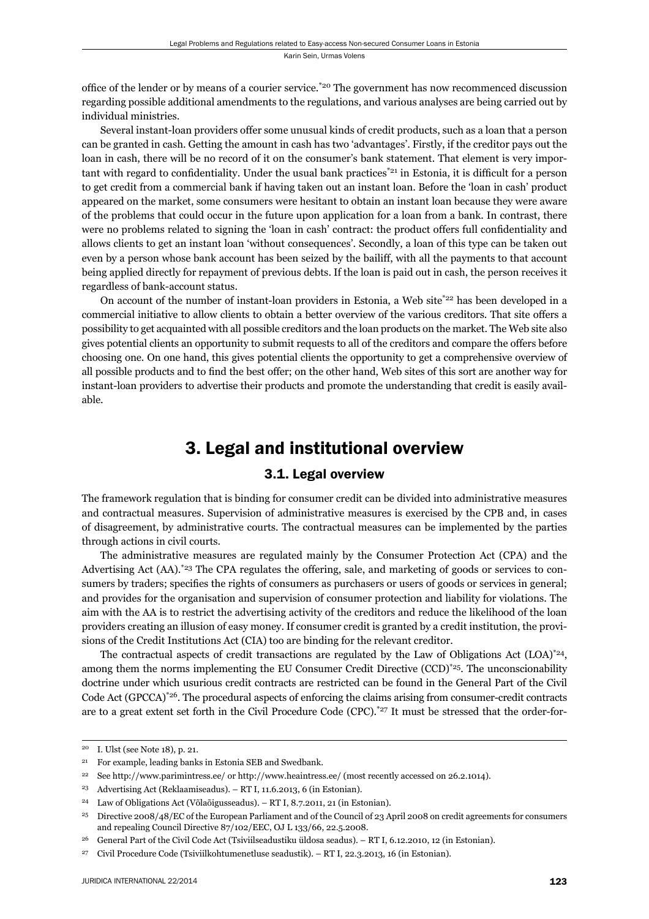office of the lender or by means of a courier service.[20] The government has now recommenced discussion regarding possible additional amendments to the regulations, and various analyses are being carried out by individual ministries.

Several instant-loan providers offer some unusual kinds of credit products, such as a loan that a person can be granted in cash. Getting the amount in cash has two 'advantages'. Firstly, if the creditor pays out the loan in cash, there will be no record of it on the consumer's bank statement. That element is very important with regard to confidentiality. Under the usual bank practices[21] in Estonia, it is difficult for a person to get credit from a commercial bank if having taken out an instant loan. Before the 'loan in cash' product appeared on the market, some consumers were hesitant to obtain an instant loan because they were aware of the problems that could occur in the future upon application for a loan from a bank. In contrast, there were no problems related to signing the 'loan in cash' contract: the product offers full confidentiality and allows clients to get an instant loan 'without consequences'. Secondly, a loan of this type can be taken out even by a person whose bank account has been seized by the bailiff, with all the payments to that account being applied directly for repayment of previous debts. If the loan is paid out in cash, the person receives it regardless of bank-account status.

On account of the number of instant-loan providers in Estonia, a Web site[22] has been developed in a commercial initiative to allow clients to obtain a better overview of the various creditors. That site offers a possibility to get acquainted with all possible creditors and the loan products on the market. The Web site also gives potential clients an opportunity to submit requests to all of the creditors and compare the offers before choosing one. On one hand, this gives potential clients the opportunity to get a comprehensive overview of all possible products and to find the best offer; on the other hand, Web sites of this sort are another way for instant-loan providers to advertise their products and promote the understanding that credit is easily available.

## 3. Legal and institutional overview

### 3.1. Legal overview

The framework regulation that is binding for consumer credit can be divided into administrative measures and contractual measures. Supervision of administrative measures is exercised by the CPB and, in cases of disagreement, by administrative courts. The contractual measures can be implemented by the parties through actions in civil courts.

The administrative measures are regulated mainly by the Consumer Protection Act (CPA) and the Advertising Act (AA).[23] The CPA regulates the offering, sale, and marketing of goods or services to consumers by traders; specifies the rights of consumers as purchasers or users of goods or services in general; and provides for the organisation and supervision of consumer protection and liability for violations. The aim with the AA is to restrict the advertising activity of the creditors and reduce the likelihood of the loan providers creating an illusion of easy money. If consumer credit is granted by a credit institution, the provisions of the Credit Institutions Act (CIA) too are binding for the relevant creditor.

The contractual aspects of credit transactions are regulated by the Law of Obligations Act (LOA)[24], among them the norms implementing the EU Consumer Credit Directive (CCD)[25]. The unconscionability doctrine under which usurious credit contracts are restricted can be found in the General Part of the Civil Code Act (GPCCA)[26]. The procedural aspects of enforcing the claims arising from consumer-credit contracts are to a great extent set forth in the Civil Procedure Code (CPC).[27] It must be stressed that the order-for-

---

[20] I. Ulst (see Note 18), p. 21.

[21] For example, leading banks in Estonia SEB and Swedbank.

[22] See http://www.parimintress.ee/ or http://www.heaintress.ee/ (most recently accessed on 26.2.1014).

[23] Advertising Act (Reklaamiseadus). – RT I, 11.6.2013, 6 (in Estonian).

[24] Law of Obligations Act (Võlaõigusseadus). – RT I, 8.7.2011, 21 (in Estonian).

[25] Directive 2008/48/EC of the European Parliament and of the Council of 23 April 2008 on credit agreements for consumers and repealing Council Directive 87/102/EEC, OJ L 133/66, 22.5.2008.

[26] General Part of the Civil Code Act (Tsiviilseadustiku üldosa seadus). – RT I, 6.12.2010, 12 (in Estonian).

[27] Civil Procedure Code (Tsiviilkohtumenetluse seadustik). – RT I, 22.3.2013, 16 (in Estonian).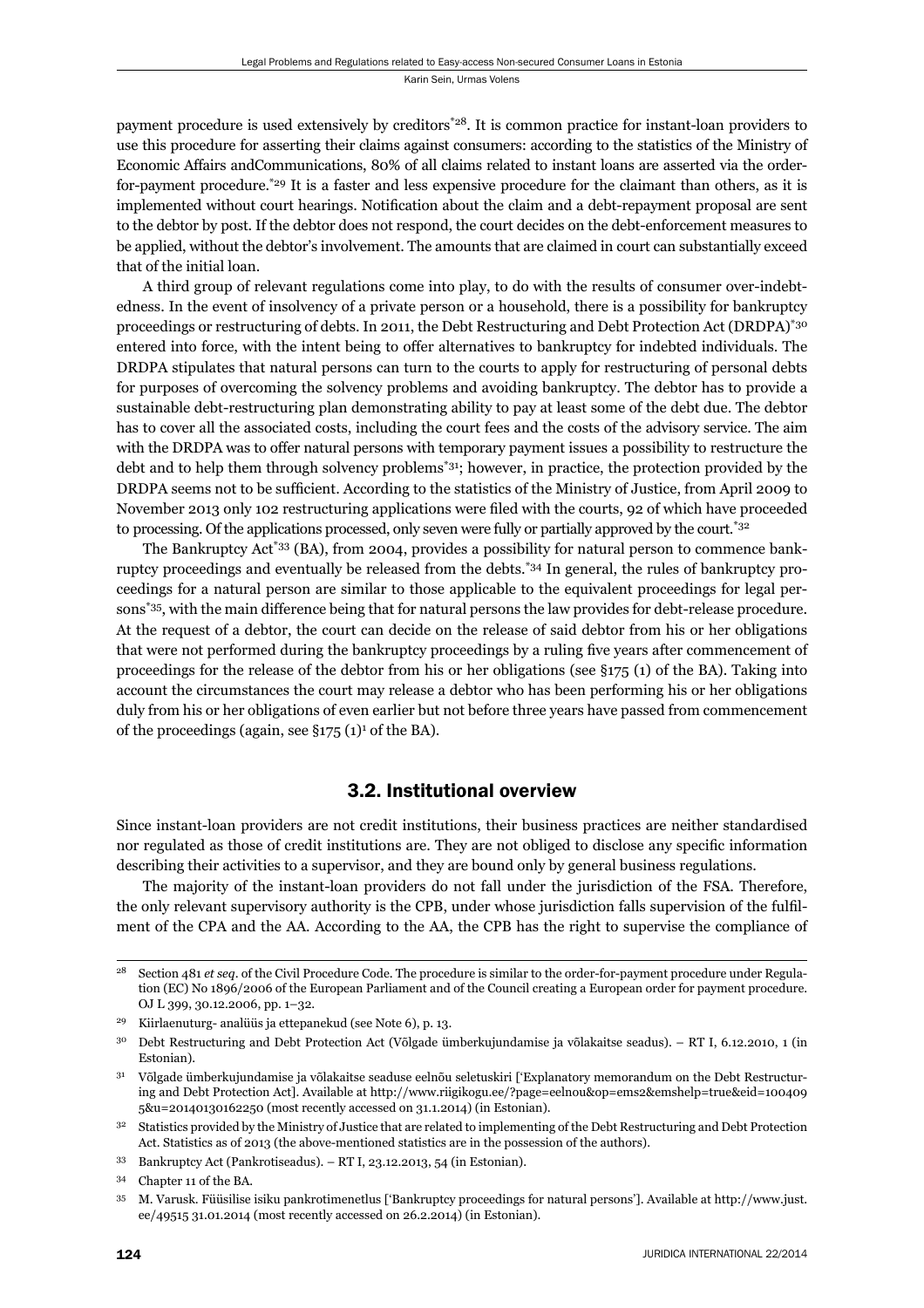payment procedure is used extensively by creditors[*28]. It is common practice for instant-loan providers to use this procedure for asserting their claims against consumers: according to the statistics of the Ministry of Economic Affairs andCommunications, 80% of all claims related to instant loans are asserted via the order-for-payment procedure.[*29] It is a faster and less expensive procedure for the claimant than others, as it is implemented without court hearings. Notification about the claim and a debt-repayment proposal are sent to the debtor by post. If the debtor does not respond, the court decides on the debt-enforcement measures to be applied, without the debtor's involvement. The amounts that are claimed in court can substantially exceed that of the initial loan.

A third group of relevant regulations come into play, to do with the results of consumer over-indebtedness. In the event of insolvency of a private person or a household, there is a possibility for bankruptcy proceedings or restructuring of debts. In 2011, the Debt Restructuring and Debt Protection Act (DRDPA)[*30] entered into force, with the intent being to offer alternatives to bankruptcy for indebted individuals. The DRDPA stipulates that natural persons can turn to the courts to apply for restructuring of personal debts for purposes of overcoming the solvency problems and avoiding bankruptcy. The debtor has to provide a sustainable debt-restructuring plan demonstrating ability to pay at least some of the debt due. The debtor has to cover all the associated costs, including the court fees and the costs of the advisory service. The aim with the DRDPA was to offer natural persons with temporary payment issues a possibility to restructure the debt and to help them through solvency problems[*31]; however, in practice, the protection provided by the DRDPA seems not to be sufficient. According to the statistics of the Ministry of Justice, from April 2009 to November 2013 only 102 restructuring applications were filed with the courts, 92 of which have proceeded to processing. Of the applications processed, only seven were fully or partially approved by the court.[*32]

The Bankruptcy Act[*33] (BA), from 2004, provides a possibility for natural person to commence bankruptcy proceedings and eventually be released from the debts.[*34] In general, the rules of bankruptcy proceedings for a natural person are similar to those applicable to the equivalent proceedings for legal persons[*35], with the main difference being that for natural persons the law provides for debt-release procedure. At the request of a debtor, the court can decide on the release of said debtor from his or her obligations that were not performed during the bankruptcy proceedings by a ruling five years after commencement of proceedings for the release of the debtor from his or her obligations (see §175 (1) of the BA). Taking into account the circumstances the court may release a debtor who has been performing his or her obligations duly from his or her obligations of even earlier but not before three years have passed from commencement of the proceedings (again, see §175 (1)[1] of the BA).

### 3.2. Institutional overview

Since instant-loan providers are not credit institutions, their business practices are neither standardised nor regulated as those of credit institutions are. They are not obliged to disclose any specific information describing their activities to a supervisor, and they are bound only by general business regulations.

The majority of the instant-loan providers do not fall under the jurisdiction of the FSA. Therefore, the only relevant supervisory authority is the CPB, under whose jurisdiction falls supervision of the fulfilment of the CPA and the AA. According to the AA, the CPB has the right to supervise the compliance of

---

[28] Section 481 *et seq.* of the Civil Procedure Code. The procedure is similar to the order-for-payment procedure under Regulation (EC) No 1896/2006 of the European Parliament and of the Council creating a European order for payment procedure. OJ L 399, 30.12.2006, pp. 1–32.

[29] Kiirlaenuturg- analüüs ja ettepanekud (see Note 6), p. 13.

[30] Debt Restructuring and Debt Protection Act (Võlgade ümberkujundamise ja võlakaitse seadus). – RT I, 6.12.2010, 1 (in Estonian).

[31] Võlgade ümberkujundamise ja võlakaitse seaduse eelnõu seletuskiri ['Explanatory memorandum on the Debt Restructuring and Debt Protection Act]. Available at http://www.riigikogu.ee/?page=eelnou&op=ems2&emshelp=true&eid=1004095&u=20140130162250 (most recently accessed on 31.1.2014) (in Estonian).

[32] Statistics provided by the Ministry of Justice that are related to implementing of the Debt Restructuring and Debt Protection Act. Statistics as of 2013 (the above-mentioned statistics are in the possession of the authors).

[33] Bankruptcy Act (Pankrotiseadus). – RT I, 23.12.2013, 54 (in Estonian).

[34] Chapter 11 of the BA.

[35] M. Varusk. Füüsilise isiku pankrotimenetlus ['Bankruptcy proceedings for natural persons']. Available at http://www.just.ee/49515 31.01.2014 (most recently accessed on 26.2.2014) (in Estonian).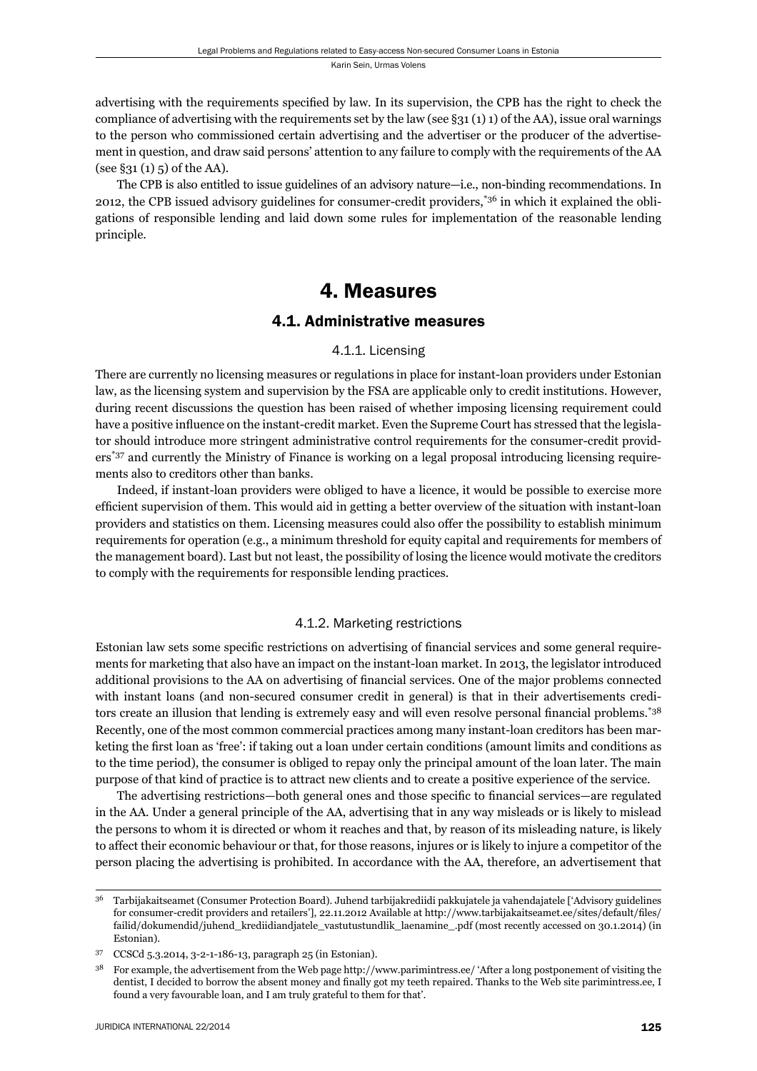advertising with the requirements specified by law. In its supervision, the CPB has the right to check the compliance of advertising with the requirements set by the law (see §31 (1) 1) of the AA), issue oral warnings to the person who commissioned certain advertising and the advertiser or the producer of the advertisement in question, and draw said persons' attention to any failure to comply with the requirements of the AA (see §31 (1) 5) of the AA).

The CPB is also entitled to issue guidelines of an advisory nature—i.e., non-binding recommendations. In 2012, the CPB issued advisory guidelines for consumer-credit providers,[36] in which it explained the obligations of responsible lending and laid down some rules for implementation of the reasonable lending principle.

# 4. Measures

## 4.1. Administrative measures

### 4.1.1. Licensing

There are currently no licensing measures or regulations in place for instant-loan providers under Estonian law, as the licensing system and supervision by the FSA are applicable only to credit institutions. However, during recent discussions the question has been raised of whether imposing licensing requirement could have a positive influence on the instant-credit market. Even the Supreme Court has stressed that the legislator should introduce more stringent administrative control requirements for the consumer-credit providers[37] and currently the Ministry of Finance is working on a legal proposal introducing licensing requirements also to creditors other than banks.

Indeed, if instant-loan providers were obliged to have a licence, it would be possible to exercise more efficient supervision of them. This would aid in getting a better overview of the situation with instant-loan providers and statistics on them. Licensing measures could also offer the possibility to establish minimum requirements for operation (e.g., a minimum threshold for equity capital and requirements for members of the management board). Last but not least, the possibility of losing the licence would motivate the creditors to comply with the requirements for responsible lending practices.

### 4.1.2. Marketing restrictions

Estonian law sets some specific restrictions on advertising of financial services and some general requirements for marketing that also have an impact on the instant-loan market. In 2013, the legislator introduced additional provisions to the AA on advertising of financial services. One of the major problems connected with instant loans (and non-secured consumer credit in general) is that in their advertisements creditors create an illusion that lending is extremely easy and will even resolve personal financial problems.[38] Recently, one of the most common commercial practices among many instant-loan creditors has been marketing the first loan as 'free': if taking out a loan under certain conditions (amount limits and conditions as to the time period), the consumer is obliged to repay only the principal amount of the loan later. The main purpose of that kind of practice is to attract new clients and to create a positive experience of the service.

The advertising restrictions—both general ones and those specific to financial services—are regulated in the AA. Under a general principle of the AA, advertising that in any way misleads or is likely to mislead the persons to whom it is directed or whom it reaches and that, by reason of its misleading nature, is likely to affect their economic behaviour or that, for those reasons, injures or is likely to injure a competitor of the person placing the advertising is prohibited. In accordance with the AA, therefore, an advertisement that

---

[36] Tarbijakaitseamet (Consumer Protection Board). Juhend tarbijakrediidi pakkujatele ja vahendajatele ['Advisory guidelines for consumer-credit providers and retailers'], 22.11.2012 Available at http://www.tarbijakaitseamet.ee/sites/default/files/failid/dokumendid/juhend_krediidiandjatele_vastutustundlik_laenamine_.pdf (most recently accessed on 30.1.2014) (in Estonian).

[37] CCSCd 5.3.2014, 3-2-1-186-13, paragraph 25 (in Estonian).

[38] For example, the advertisement from the Web page http://www.parimintress.ee/ 'After a long postponement of visiting the dentist, I decided to borrow the absent money and finally got my teeth repaired. Thanks to the Web site parimintress.ee, I found a very favourable loan, and I am truly grateful to them for that'.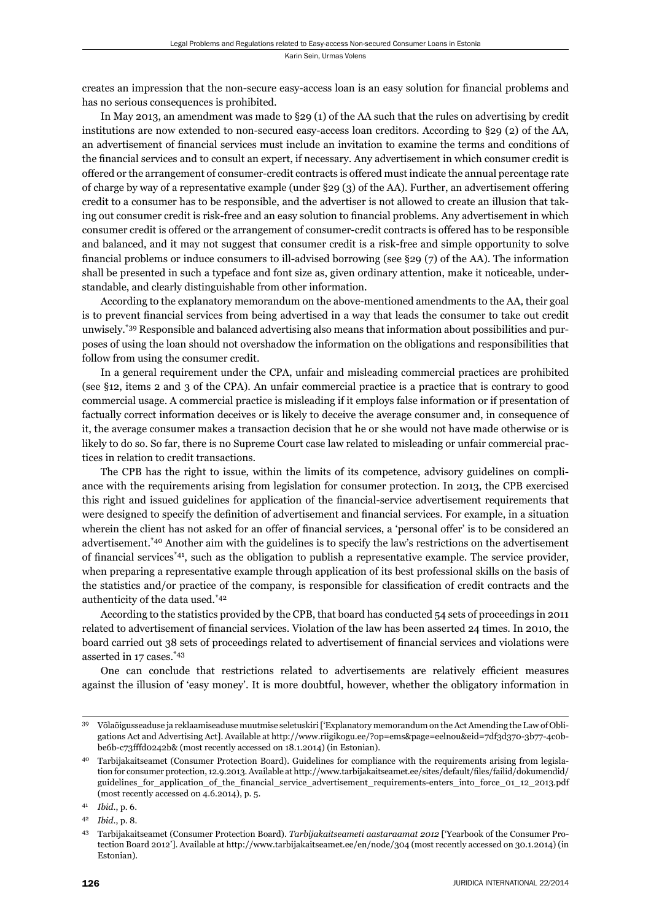creates an impression that the non-secure easy-access loan is an easy solution for financial problems and has no serious consequences is prohibited.

In May 2013, an amendment was made to §29 (1) of the AA such that the rules on advertising by credit institutions are now extended to non-secured easy-access loan creditors. According to §29 (2) of the AA, an advertisement of financial services must include an invitation to examine the terms and conditions of the financial services and to consult an expert, if necessary. Any advertisement in which consumer credit is offered or the arrangement of consumer-credit contracts is offered must indicate the annual percentage rate of charge by way of a representative example (under §29 (3) of the AA). Further, an advertisement offering credit to a consumer has to be responsible, and the advertiser is not allowed to create an illusion that taking out consumer credit is risk-free and an easy solution to financial problems. Any advertisement in which consumer credit is offered or the arrangement of consumer-credit contracts is offered has to be responsible and balanced, and it may not suggest that consumer credit is a risk-free and simple opportunity to solve financial problems or induce consumers to ill-advised borrowing (see §29 (7) of the AA). The information shall be presented in such a typeface and font size as, given ordinary attention, make it noticeable, understandable, and clearly distinguishable from other information.

According to the explanatory memorandum on the above-mentioned amendments to the AA, their goal is to prevent financial services from being advertised in a way that leads the consumer to take out credit unwisely.[*39] Responsible and balanced advertising also means that information about possibilities and purposes of using the loan should not overshadow the information on the obligations and responsibilities that follow from using the consumer credit.

In a general requirement under the CPA, unfair and misleading commercial practices are prohibited (see §12, items 2 and 3 of the CPA). An unfair commercial practice is a practice that is contrary to good commercial usage. A commercial practice is misleading if it employs false information or if presentation of factually correct information deceives or is likely to deceive the average consumer and, in consequence of it, the average consumer makes a transaction decision that he or she would not have made otherwise or is likely to do so. So far, there is no Supreme Court case law related to misleading or unfair commercial practices in relation to credit transactions.

The CPB has the right to issue, within the limits of its competence, advisory guidelines on compliance with the requirements arising from legislation for consumer protection. In 2013, the CPB exercised this right and issued guidelines for application of the financial-service advertisement requirements that were designed to specify the definition of advertisement and financial services. For example, in a situation wherein the client has not asked for an offer of financial services, a 'personal offer' is to be considered an advertisement.[*40] Another aim with the guidelines is to specify the law's restrictions on the advertisement of financial services[*41], such as the obligation to publish a representative example. The service provider, when preparing a representative example through application of its best professional skills on the basis of the statistics and/or practice of the company, is responsible for classification of credit contracts and the authenticity of the data used.[*42]

According to the statistics provided by the CPB, that board has conducted 54 sets of proceedings in 2011 related to advertisement of financial services. Violation of the law has been asserted 24 times. In 2010, the board carried out 38 sets of proceedings related to advertisement of financial services and violations were asserted in 17 cases.[*43]

One can conclude that restrictions related to advertisements are relatively efficient measures against the illusion of 'easy money'. It is more doubtful, however, whether the obligatory information in

---

39 Võlaõigusseaduse ja reklaamiseaduse muutmise seletuskiri ['Explanatory memorandum on the Act Amending the Law of Obligations Act and Advertising Act]. Available at http://www.riigikogu.ee/?op=ems&page=eelnou&eid=7df3d370-3b77-4c0b-be6b-c73fffd0242b& (most recently accessed on 18.1.2014) (in Estonian).

40 Tarbijakaitseamet (Consumer Protection Board). Guidelines for compliance with the requirements arising from legislation for consumer protection, 12.9.2013. Available at http://www.tarbijakaitseamet.ee/sites/default/files/failid/dokumendid/guidelines_for_application_of_the_financial_service_advertisement_requirements-enters_into_force_01_12_2013.pdf (most recently accessed on 4.6.2014), p. 5.

41 *Ibid*., p. 6.

42 *Ibid*., p. 8.

43 Tarbijakaitseamet (Consumer Protection Board). *Tarbijakaitseameti aastaraamat 2012* ['Yearbook of the Consumer Protection Board 2012']. Available at http://www.tarbijakaitseamet.ee/en/node/304 (most recently accessed on 30.1.2014) (in Estonian).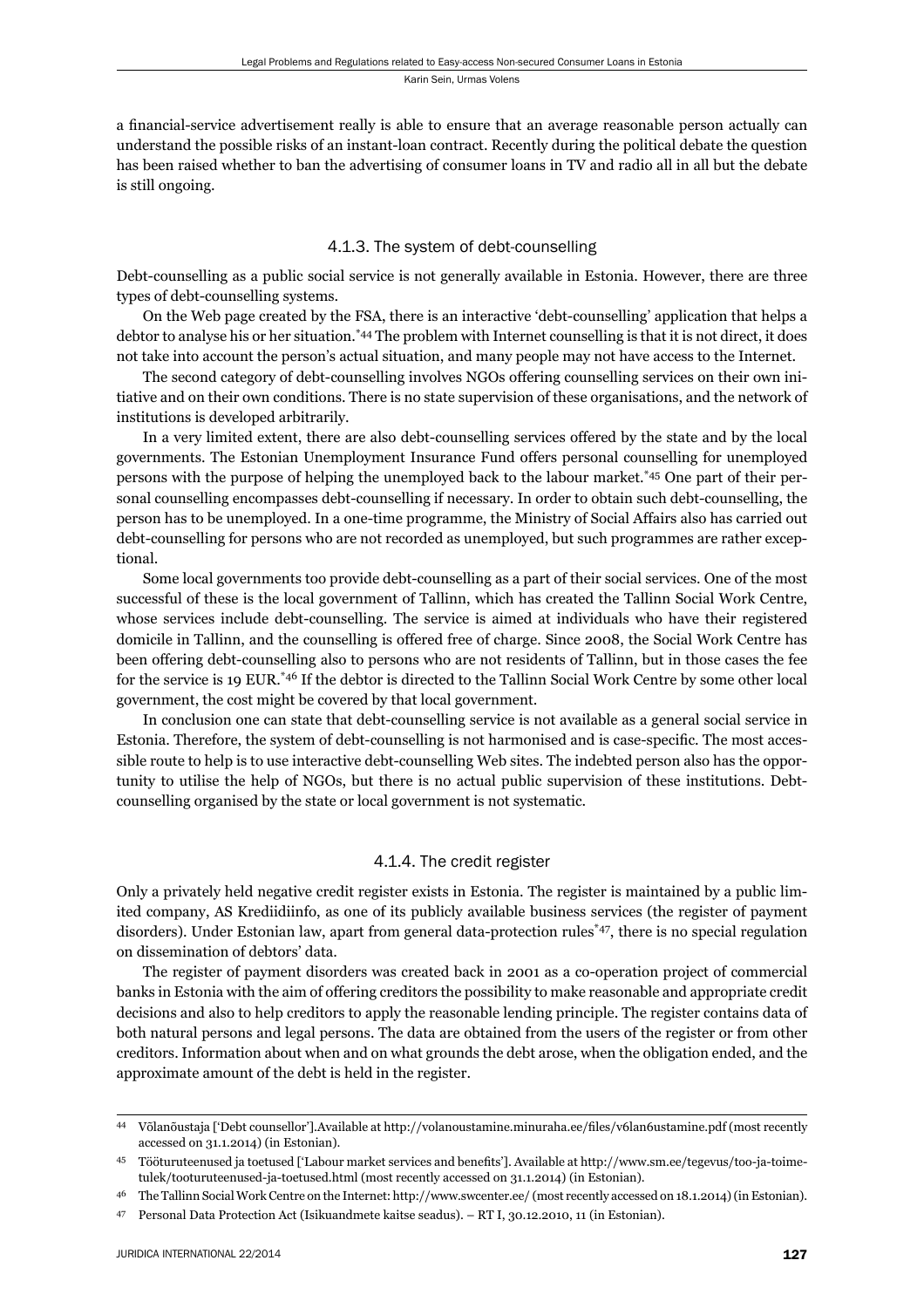a financial-service advertisement really is able to ensure that an average reasonable person actually can understand the possible risks of an instant-loan contract. Recently during the political debate the question has been raised whether to ban the advertising of consumer loans in TV and radio all in all but the debate is still ongoing.

### 4.1.3. The system of debt-counselling

Debt-counselling as a public social service is not generally available in Estonia. However, there are three types of debt-counselling systems.

On the Web page created by the FSA, there is an interactive 'debt-counselling' application that helps a debtor to analyse his or her situation.[*44] The problem with Internet counselling is that it is not direct, it does not take into account the person's actual situation, and many people may not have access to the Internet.

The second category of debt-counselling involves NGOs offering counselling services on their own initiative and on their own conditions. There is no state supervision of these organisations, and the network of institutions is developed arbitrarily.

In a very limited extent, there are also debt-counselling services offered by the state and by the local governments. The Estonian Unemployment Insurance Fund offers personal counselling for unemployed persons with the purpose of helping the unemployed back to the labour market.[*45] One part of their personal counselling encompasses debt-counselling if necessary. In order to obtain such debt-counselling, the person has to be unemployed. In a one-time programme, the Ministry of Social Affairs also has carried out debt-counselling for persons who are not recorded as unemployed, but such programmes are rather exceptional.

Some local governments too provide debt-counselling as a part of their social services. One of the most successful of these is the local government of Tallinn, which has created the Tallinn Social Work Centre, whose services include debt-counselling. The service is aimed at individuals who have their registered domicile in Tallinn, and the counselling is offered free of charge. Since 2008, the Social Work Centre has been offering debt-counselling also to persons who are not residents of Tallinn, but in those cases the fee for the service is 19 EUR.[*46] If the debtor is directed to the Tallinn Social Work Centre by some other local government, the cost might be covered by that local government.

In conclusion one can state that debt-counselling service is not available as a general social service in Estonia. Therefore, the system of debt-counselling is not harmonised and is case-specific. The most accessible route to help is to use interactive debt-counselling Web sites. The indebted person also has the opportunity to utilise the help of NGOs, but there is no actual public supervision of these institutions. Debt-counselling organised by the state or local government is not systematic.

### 4.1.4. The credit register

Only a privately held negative credit register exists in Estonia. The register is maintained by a public limited company, AS Krediidiinfo, as one of its publicly available business services (the register of payment disorders). Under Estonian law, apart from general data-protection rules[*47], there is no special regulation on dissemination of debtors' data.

The register of payment disorders was created back in 2001 as a co-operation project of commercial banks in Estonia with the aim of offering creditors the possibility to make reasonable and appropriate credit decisions and also to help creditors to apply the reasonable lending principle. The register contains data of both natural persons and legal persons. The data are obtained from the users of the register or from other creditors. Information about when and on what grounds the debt arose, when the obligation ended, and the approximate amount of the debt is held in the register.

---

44 Võlanõustaja ['Debt counsellor'].Available at http://volanoustamine.minuraha.ee/files/v6lan6ustamine.pdf (most recently accessed on 31.1.2014) (in Estonian).

45 Tööturuteenused ja toetused ['Labour market services and benefits']. Available at http://www.sm.ee/tegevus/too-ja-toimetulek/tooturuteenused-ja-toetused.html (most recently accessed on 31.1.2014) (in Estonian).

46 The Tallinn Social Work Centre on the Internet: http://www.swcenter.ee/ (most recently accessed on 18.1.2014) (in Estonian).

47 Personal Data Protection Act (Isikuandmete kaitse seadus). – RT I, 30.12.2010, 11 (in Estonian).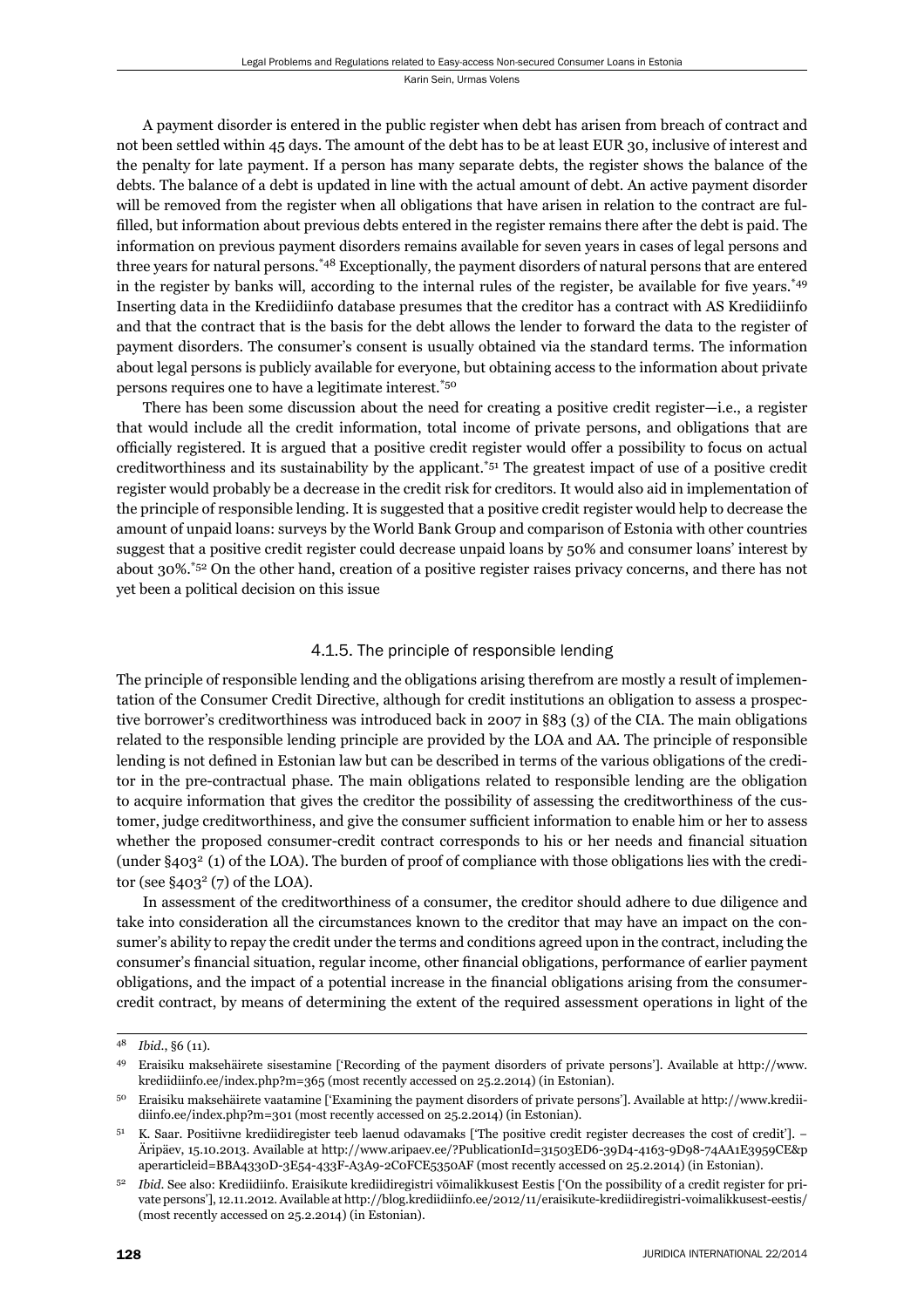A payment disorder is entered in the public register when debt has arisen from breach of contract and not been settled within 45 days. The amount of the debt has to be at least EUR 30, inclusive of interest and the penalty for late payment. If a person has many separate debts, the register shows the balance of the debts. The balance of a debt is updated in line with the actual amount of debt. An active payment disorder will be removed from the register when all obligations that have arisen in relation to the contract are fulfilled, but information about previous debts entered in the register remains there after the debt is paid. The information on previous payment disorders remains available for seven years in cases of legal persons and three years for natural persons.[*48] Exceptionally, the payment disorders of natural persons that are entered in the register by banks will, according to the internal rules of the register, be available for five years.[*49] Inserting data in the Krediidiinfo database presumes that the creditor has a contract with AS Krediidiinfo and that the contract that is the basis for the debt allows the lender to forward the data to the register of payment disorders. The consumer's consent is usually obtained via the standard terms. The information about legal persons is publicly available for everyone, but obtaining access to the information about private persons requires one to have a legitimate interest.[*50]

There has been some discussion about the need for creating a positive credit register—i.e., a register that would include all the credit information, total income of private persons, and obligations that are officially registered. It is argued that a positive credit register would offer a possibility to focus on actual creditworthiness and its sustainability by the applicant.[*51] The greatest impact of use of a positive credit register would probably be a decrease in the credit risk for creditors. It would also aid in implementation of the principle of responsible lending. It is suggested that a positive credit register would help to decrease the amount of unpaid loans: surveys by the World Bank Group and comparison of Estonia with other countries suggest that a positive credit register could decrease unpaid loans by 50% and consumer loans' interest by about 30%.[*52] On the other hand, creation of a positive register raises privacy concerns, and there has not yet been a political decision on this issue

#### 4.1.5. The principle of responsible lending

The principle of responsible lending and the obligations arising therefrom are mostly a result of implementation of the Consumer Credit Directive, although for credit institutions an obligation to assess a prospective borrower's creditworthiness was introduced back in 2007 in §83 (3) of the CIA. The main obligations related to the responsible lending principle are provided by the LOA and AA. The principle of responsible lending is not defined in Estonian law but can be described in terms of the various obligations of the creditor in the pre-contractual phase. The main obligations related to responsible lending are the obligation to acquire information that gives the creditor the possibility of assessing the creditworthiness of the customer, judge creditworthiness, and give the consumer sufficient information to enable him or her to assess whether the proposed consumer-credit contract corresponds to his or her needs and financial situation (under §403[2] (1) of the LOA). The burden of proof of compliance with those obligations lies with the creditor (see §403[2] (7) of the LOA).

In assessment of the creditworthiness of a consumer, the creditor should adhere to due diligence and take into consideration all the circumstances known to the creditor that may have an impact on the consumer's ability to repay the credit under the terms and conditions agreed upon in the contract, including the consumer's financial situation, regular income, other financial obligations, performance of earlier payment obligations, and the impact of a potential increase in the financial obligations arising from the consumer-credit contract, by means of determining the extent of the required assessment operations in light of the

---

[48] *Ibid.*, §6 (11).

[49] Eraisiku maksehäirete sisestamine ['Recording of the payment disorders of private persons']. Available at http://www.krediidiinfo.ee/index.php?m=365 (most recently accessed on 25.2.2014) (in Estonian).

[50] Eraisiku maksehäirete vaatamine ['Examining the payment disorders of private persons']. Available at http://www.krediidiinfo.ee/index.php?m=301 (most recently accessed on 25.2.2014) (in Estonian).

[51] K. Saar. Positiivne krediidiregister teeb laenud odavamaks ['The positive credit register decreases the cost of credit']. – Äripäev, 15.10.2013. Available at http://www.aripaev.ee/?PublicationId=31503ED6-39D4-4163-9D98-74AA1E3959CE&paperarticleid=BBA4330D-3E54-433F-A3A9-2C0FCE5350AF (most recently accessed on 25.2.2014) (in Estonian).

[52] *Ibid*. See also: Krediidiinfo. Eraisikute krediidiregistri võimalikkusest Eestis ['On the possibility of a credit register for private persons'], 12.11.2012. Available at http://blog.krediidiinfo.ee/2012/11/eraisikute-krediidiregistri-voimalikkusest-eestis/ (most recently accessed on 25.2.2014) (in Estonian).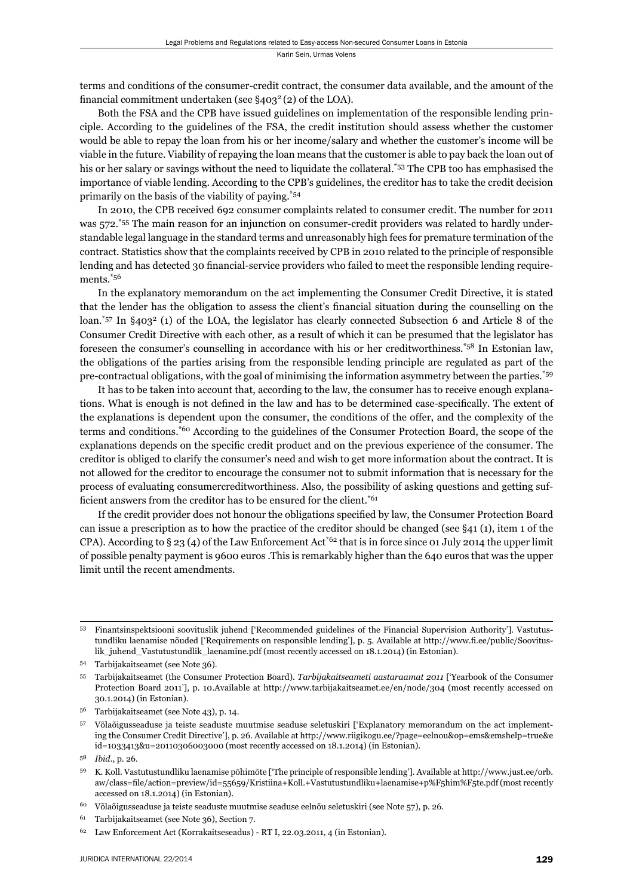terms and conditions of the consumer-credit contract, the consumer data available, and the amount of the financial commitment undertaken (see §403[2] (2) of the LOA).

Both the FSA and the CPB have issued guidelines on implementation of the responsible lending principle. According to the guidelines of the FSA, the credit institution should assess whether the customer would be able to repay the loan from his or her income/salary and whether the customer's income will be viable in the future. Viability of repaying the loan means that the customer is able to pay back the loan out of his or her salary or savings without the need to liquidate the collateral.[*53] The CPB too has emphasised the importance of viable lending. According to the CPB's guidelines, the creditor has to take the credit decision primarily on the basis of the viability of paying.[*54]

In 2010, the CPB received 692 consumer complaints related to consumer credit. The number for 2011 was 572.[*55] The main reason for an injunction on consumer-credit providers was related to hardly understandable legal language in the standard terms and unreasonably high fees for premature termination of the contract. Statistics show that the complaints received by CPB in 2010 related to the principle of responsible lending and has detected 30 financial-service providers who failed to meet the responsible lending requirements.[*56]

In the explanatory memorandum on the act implementing the Consumer Credit Directive, it is stated that the lender has the obligation to assess the client's financial situation during the counselling on the loan.[*57] In §403[2] (1) of the LOA, the legislator has clearly connected Subsection 6 and Article 8 of the Consumer Credit Directive with each other, as a result of which it can be presumed that the legislator has foreseen the consumer's counselling in accordance with his or her creditworthiness.[*58] In Estonian law, the obligations of the parties arising from the responsible lending principle are regulated as part of the pre-contractual obligations, with the goal of minimising the information asymmetry between the parties.[*59]

It has to be taken into account that, according to the law, the consumer has to receive enough explanations. What is enough is not defined in the law and has to be determined case-specifically. The extent of the explanations is dependent upon the consumer, the conditions of the offer, and the complexity of the terms and conditions.[*60] According to the guidelines of the Consumer Protection Board, the scope of the explanations depends on the specific credit product and on the previous experience of the consumer. The creditor is obliged to clarify the consumer's need and wish to get more information about the contract. It is not allowed for the creditor to encourage the consumer not to submit information that is necessary for the process of evaluating consumercreditworthiness. Also, the possibility of asking questions and getting sufficient answers from the creditor has to be ensured for the client.[*61]

If the credit provider does not honour the obligations specified by law, the Consumer Protection Board can issue a prescription as to how the practice of the creditor should be changed (see §41 (1), item 1 of the CPA). According to § 23 (4) of the Law Enforcement Act[*62] that is in force since 01 July 2014 the upper limit of possible penalty payment is 9600 euros .This is remarkably higher than the 640 euros that was the upper limit until the recent amendments.

---

[53] Finantsinspektsiooni soovituslik juhend ['Recommended guidelines of the Financial Supervision Authority']. Vastutustundliku laenamise nõuded ['Requirements on responsible lending'], p. 5. Available at http://www.fi.ee/public/Soovituslik_juhend_Vastutustundlik_laenamine.pdf (most recently accessed on 18.1.2014) (in Estonian).

[54] Tarbijakaitseamet (see Note 36).

[55] Tarbijakaitseamet (the Consumer Protection Board). *Tarbijakaitseameti aastaraamat 2011* ['Yearbook of the Consumer Protection Board 2011'], p. 10.Available at http://www.tarbijakaitseamet.ee/en/node/304 (most recently accessed on 30.1.2014) (in Estonian).

[56] Tarbijakaitseamet (see Note 43), p. 14.

[57] Võlaõigusseaduse ja teiste seaduste muutmise seaduse seletuskiri ['Explanatory memorandum on the act implementing the Consumer Credit Directive'], p. 26. Available at http://www.riigikogu.ee/?page=eelnou&op=ems&emshelp=true&eid=1033413&u=20110306003000 (most recently accessed on 18.1.2014) (in Estonian).

[58] *Ibid*., p. 26.

[59] K. Koll. Vastutustundliku laenamise põhimõte ['The principle of responsible lending']. Available at http://www.just.ee/orb.aw/class=file/action=preview/id=55659/Kristiina+Koll.+Vastutustundliku+laenamise+p%F5him%F5te.pdf (most recently accessed on 18.1.2014) (in Estonian).

[60] Võlaõigusseaduse ja teiste seaduste muutmise seaduse eelnõu seletuskiri (see Note 57), p. 26.

[61] Tarbijakaitseamet (see Note 36), Section 7.

[62] Law Enforcement Act (Korrakaitseseadus) - RT I, 22.03.2011, 4 (in Estonian).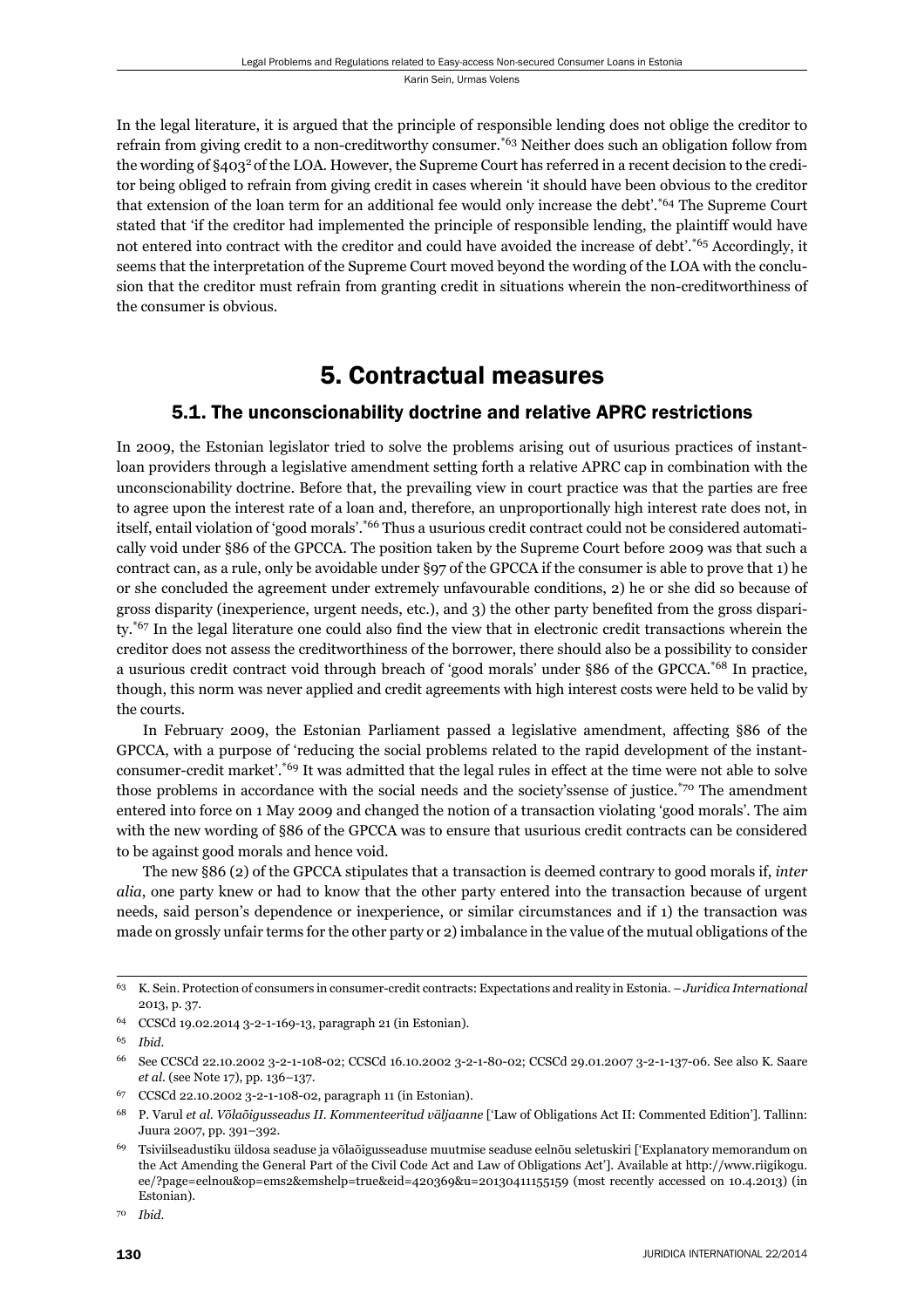In the legal literature, it is argued that the principle of responsible lending does not oblige the creditor to refrain from giving credit to a non-creditworthy consumer.[*63] Neither does such an obligation follow from the wording of §403$^2$ of the LOA. However, the Supreme Court has referred in a recent decision to the creditor being obliged to refrain from giving credit in cases wherein 'it should have been obvious to the creditor that extension of the loan term for an additional fee would only increase the debt'.[*64] The Supreme Court stated that 'if the creditor had implemented the principle of responsible lending, the plaintiff would have not entered into contract with the creditor and could have avoided the increase of debt'.[*65] Accordingly, it seems that the interpretation of the Supreme Court moved beyond the wording of the LOA with the conclusion that the creditor must refrain from granting credit in situations wherein the non-creditworthiness of the consumer is obvious.

# 5. Contractual measures

## 5.1. The unconscionability doctrine and relative APRC restrictions

In 2009, the Estonian legislator tried to solve the problems arising out of usurious practices of instant-loan providers through a legislative amendment setting forth a relative APRC cap in combination with the unconscionability doctrine. Before that, the prevailing view in court practice was that the parties are free to agree upon the interest rate of a loan and, therefore, an unproportionally high interest rate does not, in itself, entail violation of 'good morals'.[*66] Thus a usurious credit contract could not be considered automatically void under §86 of the GPCCA. The position taken by the Supreme Court before 2009 was that such a contract can, as a rule, only be avoidable under §97 of the GPCCA if the consumer is able to prove that 1) he or she concluded the agreement under extremely unfavourable conditions, 2) he or she did so because of gross disparity (inexperience, urgent needs, etc.), and 3) the other party benefited from the gross disparity.[*67] In the legal literature one could also find the view that in electronic credit transactions wherein the creditor does not assess the creditworthiness of the borrower, there should also be a possibility to consider a usurious credit contract void through breach of 'good morals' under §86 of the GPCCA.[*68] In practice, though, this norm was never applied and credit agreements with high interest costs were held to be valid by the courts.

In February 2009, the Estonian Parliament passed a legislative amendment, affecting §86 of the GPCCA, with a purpose of 'reducing the social problems related to the rapid development of the instant-consumer-credit market'.[*69] It was admitted that the legal rules in effect at the time were not able to solve those problems in accordance with the social needs and the society'ssense of justice.[*70] The amendment entered into force on 1 May 2009 and changed the notion of a transaction violating 'good morals'. The aim with the new wording of §86 of the GPCCA was to ensure that usurious credit contracts can be considered to be against good morals and hence void.

The new §86 (2) of the GPCCA stipulates that a transaction is deemed contrary to good morals if, *inter alia*, one party knew or had to know that the other party entered into the transaction because of urgent needs, said person's dependence or inexperience, or similar circumstances and if 1) the transaction was made on grossly unfair terms for the other party or 2) imbalance in the value of the mutual obligations of the

---

63 K. Sein. Protection of consumers in consumer-credit contracts: Expectations and reality in Estonia. – *Juridica International* 2013, p. 37.

64 CCSCd 19.02.2014 3-2-1-169-13, paragraph 21 (in Estonian).

65 *Ibid.*

66 See CCSCd 22.10.2002 3-2-1-108-02; CCSCd 16.10.2002 3-2-1-80-02; CCSCd 29.01.2007 3-2-1-137-06. See also K. Saare *et al.* (see Note 17), pp. 136–137.

67 CCSCd 22.10.2002 3-2-1-108-02, paragraph 11 (in Estonian).

68 P. Varul *et al. Võlaõigusseadus II. Kommenteeritud väljaanne* ['Law of Obligations Act II: Commented Edition']. Tallinn: Juura 2007, pp. 391–392.

69 Tsiviilseadustiku üldosa seaduse ja võlaõigusseaduse muutmise seaduse eelnõu seletuskiri ['Explanatory memorandum on the Act Amending the General Part of the Civil Code Act and Law of Obligations Act']. Available at http://www.riigikogu.ee/?page=eelnou&op=ems2&emshelp=true&eid=420369&u=20130411155159 (most recently accessed on 10.4.2013) (in Estonian).

70 *Ibid.*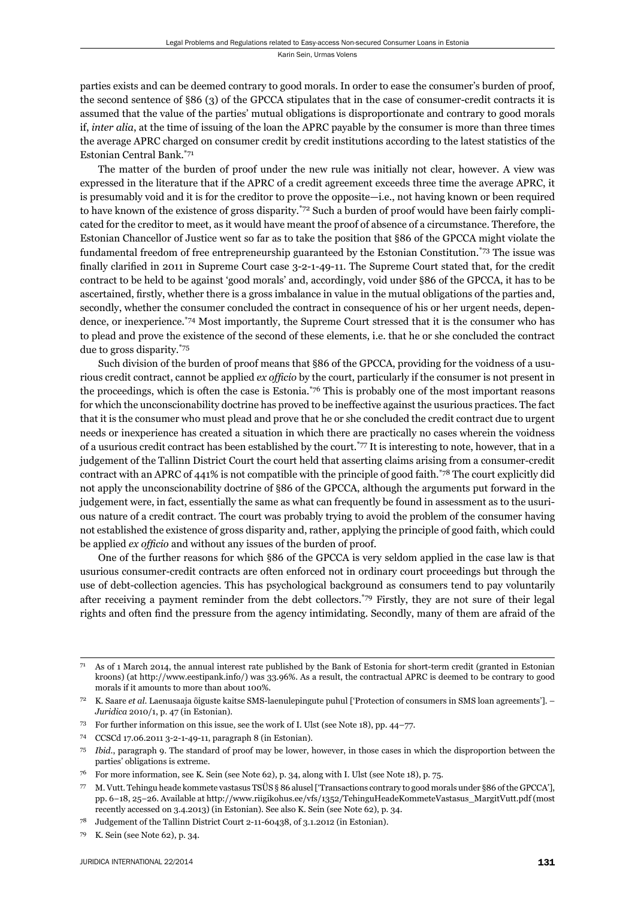parties exists and can be deemed contrary to good morals. In order to ease the consumer's burden of proof, the second sentence of §86 (3) of the GPCCA stipulates that in the case of consumer-credit contracts it is assumed that the value of the parties' mutual obligations is disproportionate and contrary to good morals if, *inter alia*, at the time of issuing of the loan the APRC payable by the consumer is more than three times the average APRC charged on consumer credit by credit institutions according to the latest statistics of the Estonian Central Bank.[*71]

The matter of the burden of proof under the new rule was initially not clear, however. A view was expressed in the literature that if the APRC of a credit agreement exceeds three time the average APRC, it is presumably void and it is for the creditor to prove the opposite—i.e., not having known or been required to have known of the existence of gross disparity.[*72] Such a burden of proof would have been fairly complicated for the creditor to meet, as it would have meant the proof of absence of a circumstance. Therefore, the Estonian Chancellor of Justice went so far as to take the position that §86 of the GPCCA might violate the fundamental freedom of free entrepreneurship guaranteed by the Estonian Constitution.[*73] The issue was finally clarified in 2011 in Supreme Court case 3-2-1-49-11. The Supreme Court stated that, for the credit contract to be held to be against 'good morals' and, accordingly, void under §86 of the GPCCA, it has to be ascertained, firstly, whether there is a gross imbalance in value in the mutual obligations of the parties and, secondly, whether the consumer concluded the contract in consequence of his or her urgent needs, dependence, or inexperience.[*74] Most importantly, the Supreme Court stressed that it is the consumer who has to plead and prove the existence of the second of these elements, i.e. that he or she concluded the contract due to gross disparity.[*75]

Such division of the burden of proof means that §86 of the GPCCA, providing for the voidness of a usurious credit contract, cannot be applied *ex officio* by the court, particularly if the consumer is not present in the proceedings, which is often the case is Estonia.[*76] This is probably one of the most important reasons for which the unconscionability doctrine has proved to be ineffective against the usurious practices. The fact that it is the consumer who must plead and prove that he or she concluded the credit contract due to urgent needs or inexperience has created a situation in which there are practically no cases wherein the voidness of a usurious credit contract has been established by the court.[*77] It is interesting to note, however, that in a judgement of the Tallinn District Court the court held that asserting claims arising from a consumer-credit contract with an APRC of 441% is not compatible with the principle of good faith.[*78] The court explicitly did not apply the unconscionability doctrine of §86 of the GPCCA, although the arguments put forward in the judgement were, in fact, essentially the same as what can frequently be found in assessment as to the usurious nature of a credit contract. The court was probably trying to avoid the problem of the consumer having not established the existence of gross disparity and, rather, applying the principle of good faith, which could be applied *ex officio* and without any issues of the burden of proof.

One of the further reasons for which §86 of the GPCCA is very seldom applied in the case law is that usurious consumer-credit contracts are often enforced not in ordinary court proceedings but through the use of debt-collection agencies. This has psychological background as consumers tend to pay voluntarily after receiving a payment reminder from the debt collectors.[*79] Firstly, they are not sure of their legal rights and often find the pressure from the agency intimidating. Secondly, many of them are afraid of the

---

71 As of 1 March 2014, the annual interest rate published by the Bank of Estonia for short-term credit (granted in Estonian kroons) (at http://www.eestipank.info/) was 33.96%. As a result, the contractual APRC is deemed to be contrary to good morals if it amounts to more than about 100%.

72 K. Saare *et al*. Laenusaaja õiguste kaitse SMS-laenulepingute puhul ['Protection of consumers in SMS loan agreements']. – *Juridica* 2010/1, p. 47 (in Estonian).

73 For further information on this issue, see the work of I. Ulst (see Note 18), pp. 44–77.

74 CCSCd 17.06.2011 3-2-1-49-11, paragraph 8 (in Estonian).

75 *Ibid*., paragraph 9. The standard of proof may be lower, however, in those cases in which the disproportion between the parties' obligations is extreme.

76 For more information, see K. Sein (see Note 62), p. 34, along with I. Ulst (see Note 18), p. 75.

77 M. Vutt. Tehingu heade kommete vastasus TSÜS § 86 alusel ['Transactions contrary to good morals under §86 of the GPCCA'], pp. 6–18, 25–26. Available at http://www.riigikohus.ee/vfs/1352/TehinguHeadeKommeteVastasus_MargitVutt.pdf (most recently accessed on 3.4.2013) (in Estonian). See also K. Sein (see Note 62), p. 34.

78 Judgement of the Tallinn District Court 2-11-60438, of 3.1.2012 (in Estonian).

79 K. Sein (see Note 62), p. 34.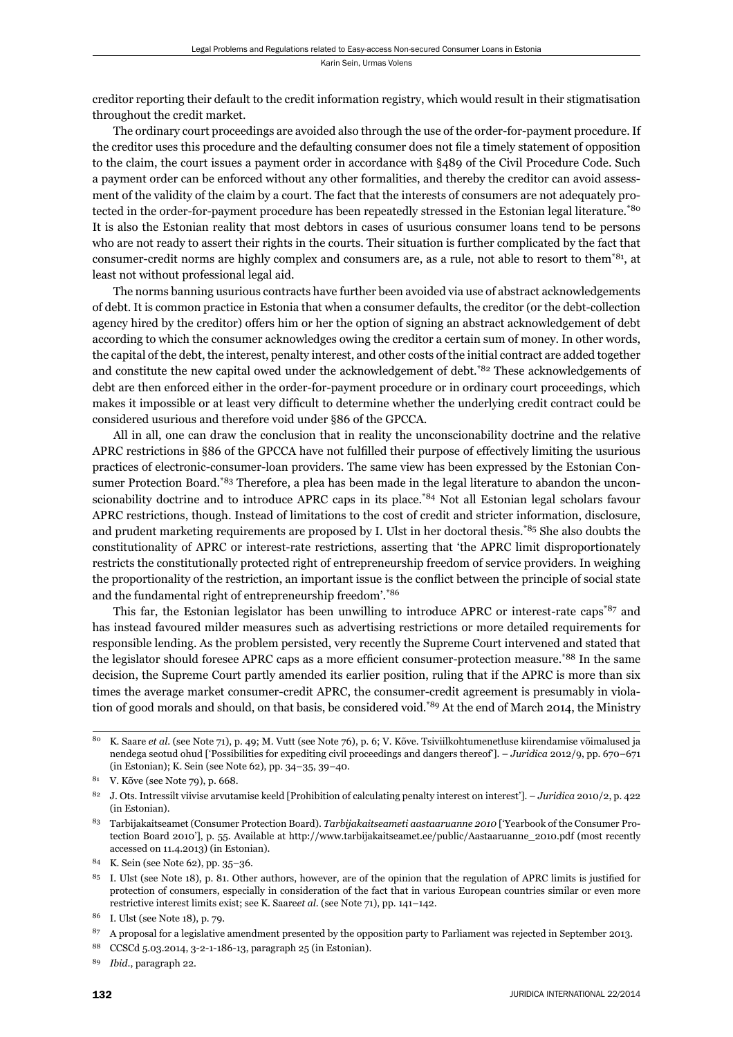creditor reporting their default to the credit information registry, which would result in their stigmatisation throughout the credit market.

The ordinary court proceedings are avoided also through the use of the order-for-payment procedure. If the creditor uses this procedure and the defaulting consumer does not file a timely statement of opposition to the claim, the court issues a payment order in accordance with §489 of the Civil Procedure Code. Such a payment order can be enforced without any other formalities, and thereby the creditor can avoid assessment of the validity of the claim by a court. The fact that the interests of consumers are not adequately protected in the order-for-payment procedure has been repeatedly stressed in the Estonian legal literature.[*80] It is also the Estonian reality that most debtors in cases of usurious consumer loans tend to be persons who are not ready to assert their rights in the courts. Their situation is further complicated by the fact that consumer-credit norms are highly complex and consumers are, as a rule, not able to resort to them[*81], at least not without professional legal aid.

The norms banning usurious contracts have further been avoided via use of abstract acknowledgements of debt. It is common practice in Estonia that when a consumer defaults, the creditor (or the debt-collection agency hired by the creditor) offers him or her the option of signing an abstract acknowledgement of debt according to which the consumer acknowledges owing the creditor a certain sum of money. In other words, the capital of the debt, the interest, penalty interest, and other costs of the initial contract are added together and constitute the new capital owed under the acknowledgement of debt.[*82] These acknowledgements of debt are then enforced either in the order-for-payment procedure or in ordinary court proceedings, which makes it impossible or at least very difficult to determine whether the underlying credit contract could be considered usurious and therefore void under §86 of the GPCCA.

All in all, one can draw the conclusion that in reality the unconscionability doctrine and the relative APRC restrictions in §86 of the GPCCA have not fulfilled their purpose of effectively limiting the usurious practices of electronic-consumer-loan providers. The same view has been expressed by the Estonian Consumer Protection Board.[*83] Therefore, a plea has been made in the legal literature to abandon the unconscionability doctrine and to introduce APRC caps in its place.[*84] Not all Estonian legal scholars favour APRC restrictions, though. Instead of limitations to the cost of credit and stricter information, disclosure, and prudent marketing requirements are proposed by I. Ulst in her doctoral thesis.[*85] She also doubts the constitutionality of APRC or interest-rate restrictions, asserting that 'the APRC limit disproportionately restricts the constitutionally protected right of entrepreneurship freedom of service providers. In weighing the proportionality of the restriction, an important issue is the conflict between the principle of social state and the fundamental right of entrepreneurship freedom'.[*86]

This far, the Estonian legislator has been unwilling to introduce APRC or interest-rate caps[*87] and has instead favoured milder measures such as advertising restrictions or more detailed requirements for responsible lending. As the problem persisted, very recently the Supreme Court intervened and stated that the legislator should foresee APRC caps as a more efficient consumer-protection measure.[*88] In the same decision, the Supreme Court partly amended its earlier position, ruling that if the APRC is more than six times the average market consumer-credit APRC, the consumer-credit agreement is presumably in violation of good morals and should, on that basis, be considered void.[*89] At the end of March 2014, the Ministry

---

80 K. Saare *et al.* (see Note 71), p. 49; M. Vutt (see Note 76), p. 6; V. Kõve. Tsiviilkohtumenetluse kiirendamise võimalused ja nendega seotud ohud ['Possibilities for expediting civil proceedings and dangers thereof']. – *Juridica* 2012/9, pp. 670–671 (in Estonian); K. Sein (see Note 62), pp. 34–35, 39–40.

81 V. Kõve (see Note 79), p. 668.

82 J. Ots. Intressilt viivise arvutamise keeld [Prohibition of calculating penalty interest on interest']. – *Juridica* 2010/2, p. 422 (in Estonian).

83 Tarbijakaitseamet (Consumer Protection Board). *Tarbijakaitseameti aastaaruanne 2010* ['Yearbook of the Consumer Protection Board 2010'], p. 55. Available at http://www.tarbijakaitseamet.ee/public/Aastaaruanne_2010.pdf (most recently accessed on 11.4.2013) (in Estonian).

84 K. Sein (see Note 62), pp. 35–36.

85 I. Ulst (see Note 18), p. 81. Other authors, however, are of the opinion that the regulation of APRC limits is justified for protection of consumers, especially in consideration of the fact that in various European countries similar or even more restrictive interest limits exist; see K. Saare*et al.* (see Note 71), pp. 141–142.

86 I. Ulst (see Note 18), p. 79.

87 A proposal for a legislative amendment presented by the opposition party to Parliament was rejected in September 2013.

88 CCSCd 5.03.2014, 3-2-1-186-13, paragraph 25 (in Estonian).

89 *Ibid.*, paragraph 22.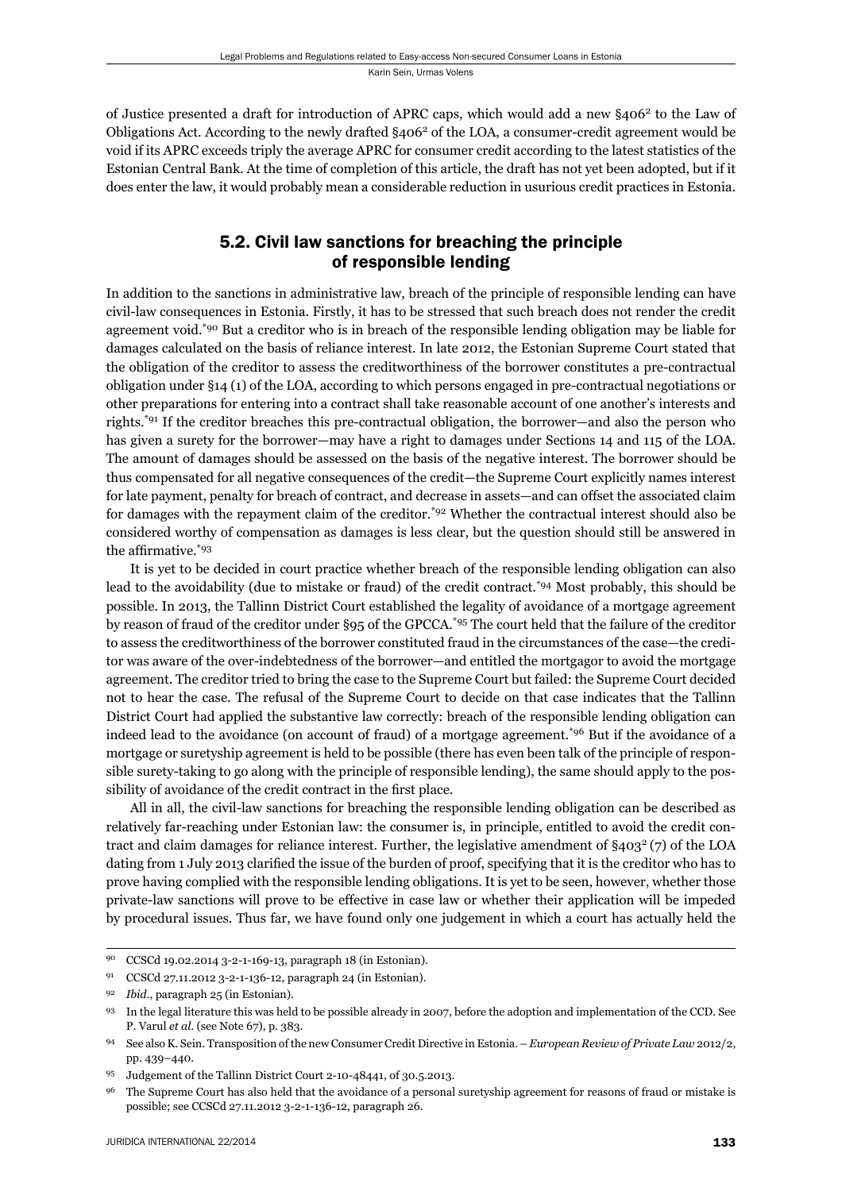of Justice presented a draft for introduction of APRC caps, which would add a new §406[2] to the Law of Obligations Act. According to the newly drafted §406[2] of the LOA, a consumer-credit agreement would be void if its APRC exceeds triply the average APRC for consumer credit according to the latest statistics of the Estonian Central Bank. At the time of completion of this article, the draft has not yet been adopted, but if it does enter the law, it would probably mean a considerable reduction in usurious credit practices in Estonia.

## 5.2. Civil law sanctions for breaching the principle of responsible lending

In addition to the sanctions in administrative law, breach of the principle of responsible lending can have civil-law consequences in Estonia. Firstly, it has to be stressed that such breach does not render the credit agreement void.[*90] But a creditor who is in breach of the responsible lending obligation may be liable for damages calculated on the basis of reliance interest. In late 2012, the Estonian Supreme Court stated that the obligation of the creditor to assess the creditworthiness of the borrower constitutes a pre-contractual obligation under §14 (1) of the LOA, according to which persons engaged in pre-contractual negotiations or other preparations for entering into a contract shall take reasonable account of one another's interests and rights.[*91] If the creditor breaches this pre-contractual obligation, the borrower—and also the person who has given a surety for the borrower—may have a right to damages under Sections 14 and 115 of the LOA. The amount of damages should be assessed on the basis of the negative interest. The borrower should be thus compensated for all negative consequences of the credit—the Supreme Court explicitly names interest for late payment, penalty for breach of contract, and decrease in assets—and can offset the associated claim for damages with the repayment claim of the creditor.[*92] Whether the contractual interest should also be considered worthy of compensation as damages is less clear, but the question should still be answered in the affirmative.[*93]

It is yet to be decided in court practice whether breach of the responsible lending obligation can also lead to the avoidability (due to mistake or fraud) of the credit contract.[*94] Most probably, this should be possible. In 2013, the Tallinn District Court established the legality of avoidance of a mortgage agreement by reason of fraud of the creditor under §95 of the GPCCA.[*95] The court held that the failure of the creditor to assess the creditworthiness of the borrower constituted fraud in the circumstances of the case—the creditor was aware of the over-indebtedness of the borrower—and entitled the mortgagor to avoid the mortgage agreement. The creditor tried to bring the case to the Supreme Court but failed: the Supreme Court decided not to hear the case. The refusal of the Supreme Court to decide on that case indicates that the Tallinn District Court had applied the substantive law correctly: breach of the responsible lending obligation can indeed lead to the avoidance (on account of fraud) of a mortgage agreement.[*96] But if the avoidance of a mortgage or suretyship agreement is held to be possible (there has even been talk of the principle of responsible surety-taking to go along with the principle of responsible lending), the same should apply to the possibility of avoidance of the credit contract in the first place.

All in all, the civil-law sanctions for breaching the responsible lending obligation can be described as relatively far-reaching under Estonian law: the consumer is, in principle, entitled to avoid the credit contract and claim damages for reliance interest. Further, the legislative amendment of §403[2] (7) of the LOA dating from 1 July 2013 clarified the issue of the burden of proof, specifying that it is the creditor who has to prove having complied with the responsible lending obligations. It is yet to be seen, however, whether those private-law sanctions will prove to be effective in case law or whether their application will be impeded by procedural issues. Thus far, we have found only one judgement in which a court has actually held the

---

90 CCSCd 19.02.2014 3-2-1-169-13, paragraph 18 (in Estonian).

91 CCSCd 27.11.2012 3-2-1-136-12, paragraph 24 (in Estonian).

92 *Ibid*., paragraph 25 (in Estonian).

93 In the legal literature this was held to be possible already in 2007, before the adoption and implementation of the CCD. See P. Varul *et al.* (see Note 67), p. 383.

94 See also K. Sein. Transposition of the new Consumer Credit Directive in Estonia. – *European Review of Private Law* 2012/2, pp. 439–440.

95 Judgement of the Tallinn District Court 2-10-48441, of 30.5.2013.

96 The Supreme Court has also held that the avoidance of a personal suretyship agreement for reasons of fraud or mistake is possible; see CCSCd 27.11.2012 3-2-1-136-12, paragraph 26.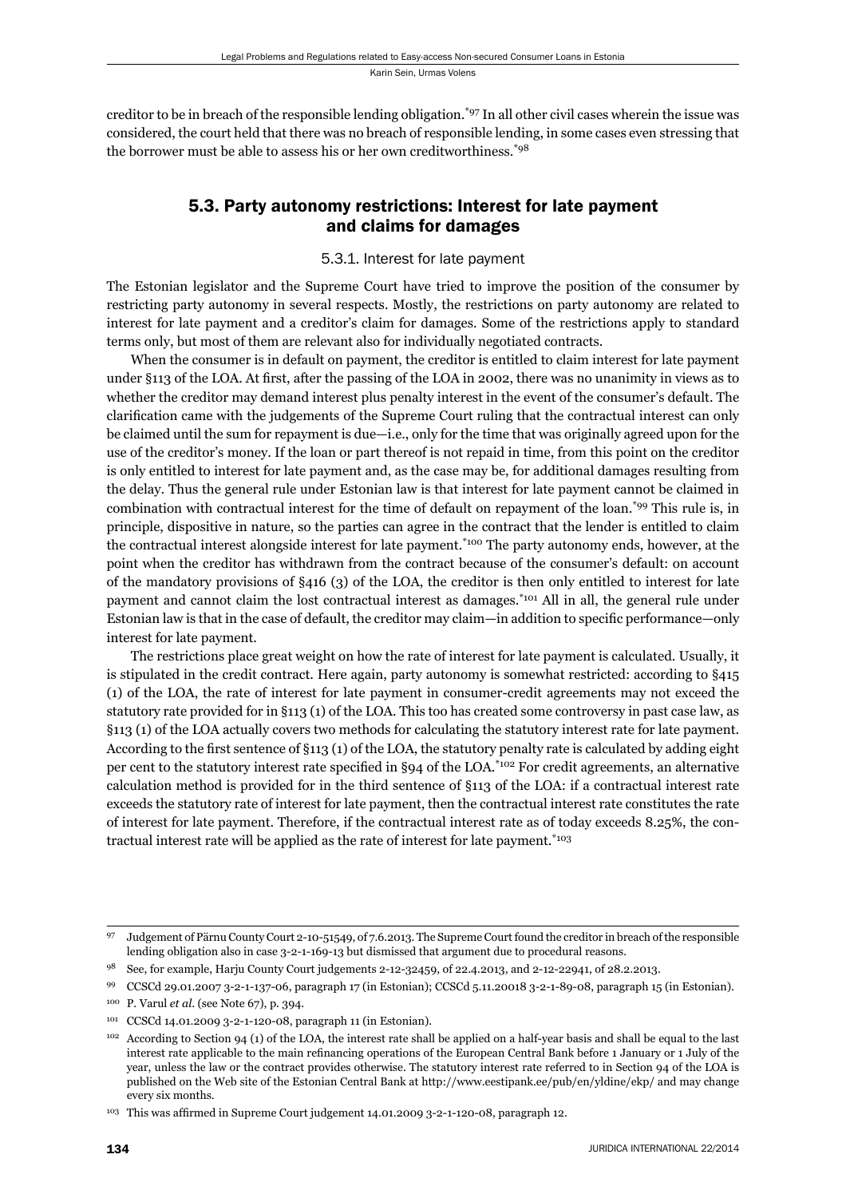creditor to be in breach of the responsible lending obligation.[97] In all other civil cases wherein the issue was considered, the court held that there was no breach of responsible lending, in some cases even stressing that the borrower must be able to assess his or her own creditworthiness.[98]

## 5.3. Party autonomy restrictions: Interest for late payment and claims for damages

### 5.3.1. Interest for late payment

The Estonian legislator and the Supreme Court have tried to improve the position of the consumer by restricting party autonomy in several respects. Mostly, the restrictions on party autonomy are related to interest for late payment and a creditor's claim for damages. Some of the restrictions apply to standard terms only, but most of them are relevant also for individually negotiated contracts.

When the consumer is in default on payment, the creditor is entitled to claim interest for late payment under §113 of the LOA. At first, after the passing of the LOA in 2002, there was no unanimity in views as to whether the creditor may demand interest plus penalty interest in the event of the consumer's default. The clarification came with the judgements of the Supreme Court ruling that the contractual interest can only be claimed until the sum for repayment is due—i.e., only for the time that was originally agreed upon for the use of the creditor's money. If the loan or part thereof is not repaid in time, from this point on the creditor is only entitled to interest for late payment and, as the case may be, for additional damages resulting from the delay. Thus the general rule under Estonian law is that interest for late payment cannot be claimed in combination with contractual interest for the time of default on repayment of the loan.[99] This rule is, in principle, dispositive in nature, so the parties can agree in the contract that the lender is entitled to claim the contractual interest alongside interest for late payment.[100] The party autonomy ends, however, at the point when the creditor has withdrawn from the contract because of the consumer's default: on account of the mandatory provisions of §416 (3) of the LOA, the creditor is then only entitled to interest for late payment and cannot claim the lost contractual interest as damages.[101] All in all, the general rule under Estonian law is that in the case of default, the creditor may claim—in addition to specific performance—only interest for late payment.

The restrictions place great weight on how the rate of interest for late payment is calculated. Usually, it is stipulated in the credit contract. Here again, party autonomy is somewhat restricted: according to §415 (1) of the LOA, the rate of interest for late payment in consumer-credit agreements may not exceed the statutory rate provided for in §113 (1) of the LOA. This too has created some controversy in past case law, as §113 (1) of the LOA actually covers two methods for calculating the statutory interest rate for late payment. According to the first sentence of §113 (1) of the LOA, the statutory penalty rate is calculated by adding eight per cent to the statutory interest rate specified in §94 of the LOA.[102] For credit agreements, an alternative calculation method is provided for in the third sentence of §113 of the LOA: if a contractual interest rate exceeds the statutory rate of interest for late payment, then the contractual interest rate constitutes the rate of interest for late payment. Therefore, if the contractual interest rate as of today exceeds 8.25%, the contractual interest rate will be applied as the rate of interest for late payment.[103]

---

[97] Judgement of Pärnu County Court 2-10-51549, of 7.6.2013. The Supreme Court found the creditor in breach of the responsible lending obligation also in case 3-2-1-169-13 but dismissed that argument due to procedural reasons.

[98] See, for example, Harju County Court judgements 2-12-32459, of 22.4.2013, and 2-12-22941, of 28.2.2013.

[99] CCSCd 29.01.2007 3-2-1-137-06, paragraph 17 (in Estonian); CCSCd 5.11.20018 3-2-1-89-08, paragraph 15 (in Estonian).

[100] P. Varul *et al.* (see Note 67), p. 394.

[101] CCSCd 14.01.2009 3-2-1-120-08, paragraph 11 (in Estonian).

[102] According to Section 94 (1) of the LOA, the interest rate shall be applied on a half-year basis and shall be equal to the last interest rate applicable to the main refinancing operations of the European Central Bank before 1 January or 1 July of the year, unless the law or the contract provides otherwise. The statutory interest rate referred to in Section 94 of the LOA is published on the Web site of the Estonian Central Bank at http://www.eestipank.ee/pub/en/yldine/ekp/ and may change every six months.

[103] This was affirmed in Supreme Court judgement 14.01.2009 3-2-1-120-08, paragraph 12.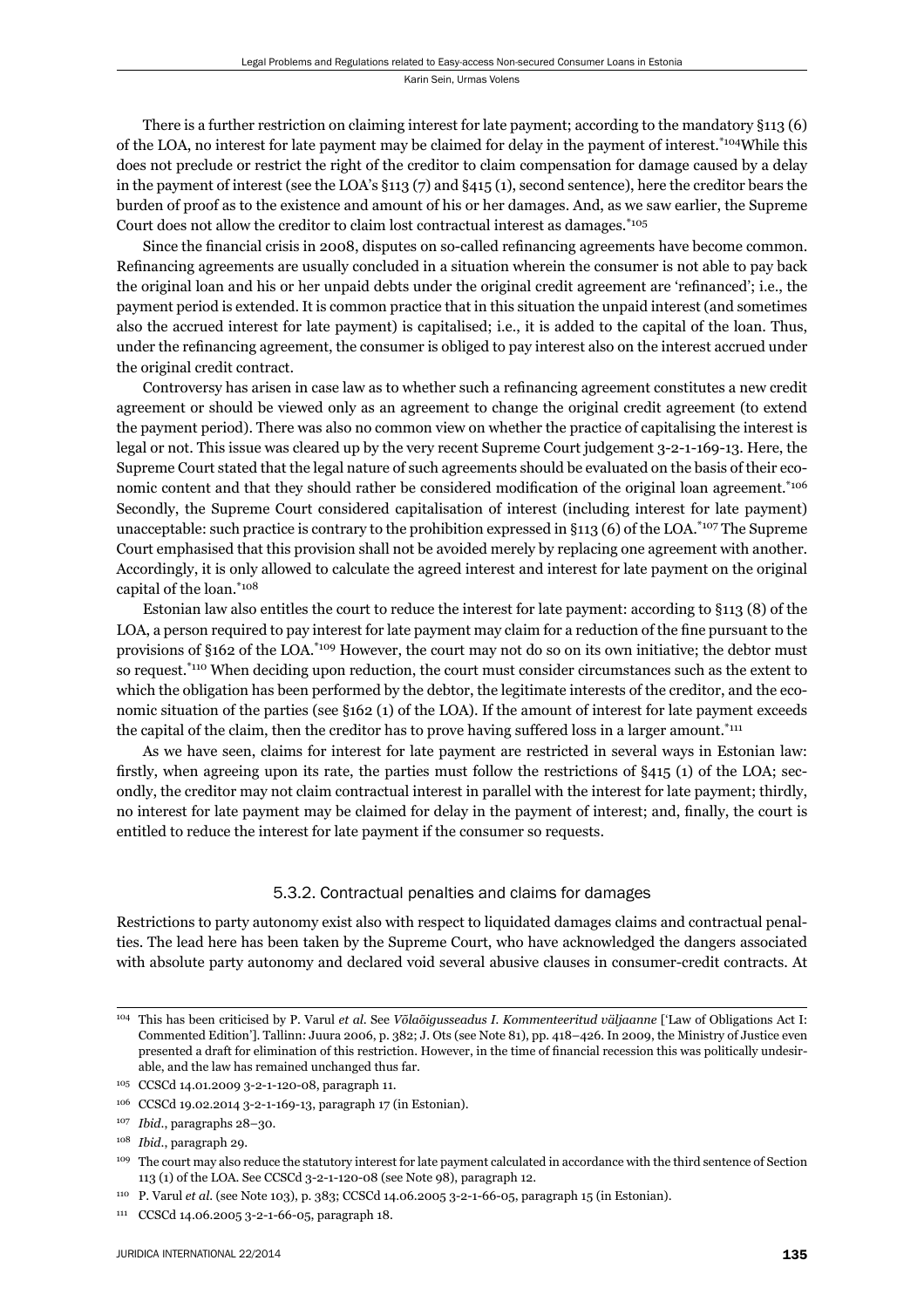There is a further restriction on claiming interest for late payment; according to the mandatory §113 (6) of the LOA, no interest for late payment may be claimed for delay in the payment of interest.[*104] While this does not preclude or restrict the right of the creditor to claim compensation for damage caused by a delay in the payment of interest (see the LOA's §113 (7) and §415 (1), second sentence), here the creditor bears the burden of proof as to the existence and amount of his or her damages. And, as we saw earlier, the Supreme Court does not allow the creditor to claim lost contractual interest as damages.[*105]

Since the financial crisis in 2008, disputes on so-called refinancing agreements have become common. Refinancing agreements are usually concluded in a situation wherein the consumer is not able to pay back the original loan and his or her unpaid debts under the original credit agreement are 'refinanced'; i.e., the payment period is extended. It is common practice that in this situation the unpaid interest (and sometimes also the accrued interest for late payment) is capitalised; i.e., it is added to the capital of the loan. Thus, under the refinancing agreement, the consumer is obliged to pay interest also on the interest accrued under the original credit contract.

Controversy has arisen in case law as to whether such a refinancing agreement constitutes a new credit agreement or should be viewed only as an agreement to change the original credit agreement (to extend the payment period). There was also no common view on whether the practice of capitalising the interest is legal or not. This issue was cleared up by the very recent Supreme Court judgement 3-2-1-169-13. Here, the Supreme Court stated that the legal nature of such agreements should be evaluated on the basis of their economic content and that they should rather be considered modification of the original loan agreement.[*106] Secondly, the Supreme Court considered capitalisation of interest (including interest for late payment) unacceptable: such practice is contrary to the prohibition expressed in §113 (6) of the LOA.[*107] The Supreme Court emphasised that this provision shall not be avoided merely by replacing one agreement with another. Accordingly, it is only allowed to calculate the agreed interest and interest for late payment on the original capital of the loan.[*108]

Estonian law also entitles the court to reduce the interest for late payment: according to §113 (8) of the LOA, a person required to pay interest for late payment may claim for a reduction of the fine pursuant to the provisions of §162 of the LOA.[*109] However, the court may not do so on its own initiative; the debtor must so request.[*110] When deciding upon reduction, the court must consider circumstances such as the extent to which the obligation has been performed by the debtor, the legitimate interests of the creditor, and the economic situation of the parties (see §162 (1) of the LOA). If the amount of interest for late payment exceeds the capital of the claim, then the creditor has to prove having suffered loss in a larger amount.[*111]

As we have seen, claims for interest for late payment are restricted in several ways in Estonian law: firstly, when agreeing upon its rate, the parties must follow the restrictions of §415 (1) of the LOA; secondly, the creditor may not claim contractual interest in parallel with the interest for late payment; thirdly, no interest for late payment may be claimed for delay in the payment of interest; and, finally, the court is entitled to reduce the interest for late payment if the consumer so requests.

### 5.3.2. Contractual penalties and claims for damages

Restrictions to party autonomy exist also with respect to liquidated damages claims and contractual penalties. The lead here has been taken by the Supreme Court, who have acknowledged the dangers associated with absolute party autonomy and declared void several abusive clauses in consumer-credit contracts. At

---

[104] This has been criticised by P. Varul *et al.* See *Võlaõigusseadus I. Kommenteeritud väljaanne* ['Law of Obligations Act I: Commented Edition']. Tallinn: Juura 2006, p. 382; J. Ots (see Note 81), pp. 418–426. In 2009, the Ministry of Justice even presented a draft for elimination of this restriction. However, in the time of financial recession this was politically undesirable, and the law has remained unchanged thus far.

[105] CCSCd 14.01.2009 3-2-1-120-08, paragraph 11.

[106] CCSCd 19.02.2014 3-2-1-169-13, paragraph 17 (in Estonian).

[107] *Ibid.*, paragraphs 28–30.

[108] *Ibid.*, paragraph 29.

[109] The court may also reduce the statutory interest for late payment calculated in accordance with the third sentence of Section 113 (1) of the LOA. See CCSCd 3-2-1-120-08 (see Note 98), paragraph 12.

[110] P. Varul *et al.* (see Note 103), p. 383; CCSCd 14.06.2005 3-2-1-66-05, paragraph 15 (in Estonian).

[111] CCSCd 14.06.2005 3-2-1-66-05, paragraph 18.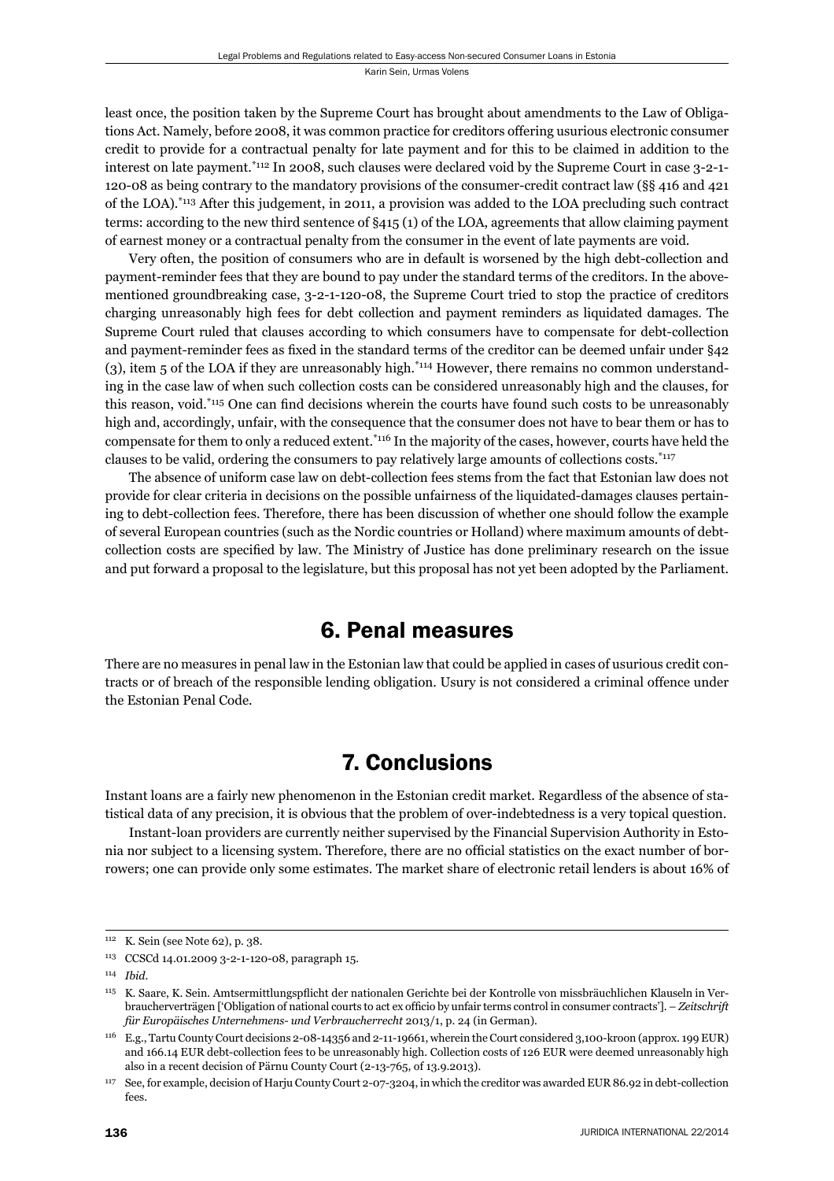least once, the position taken by the Supreme Court has brought about amendments to the Law of Obligations Act. Namely, before 2008, it was common practice for creditors offering usurious electronic consumer credit to provide for a contractual penalty for late payment and for this to be claimed in addition to the interest on late payment.[*112] In 2008, such clauses were declared void by the Supreme Court in case 3-2-1-120-08 as being contrary to the mandatory provisions of the consumer-credit contract law (§§ 416 and 421 of the LOA).[*113] After this judgement, in 2011, a provision was added to the LOA precluding such contract terms: according to the new third sentence of §415 (1) of the LOA, agreements that allow claiming payment of earnest money or a contractual penalty from the consumer in the event of late payments are void.

Very often, the position of consumers who are in default is worsened by the high debt-collection and payment-reminder fees that they are bound to pay under the standard terms of the creditors. In the above-mentioned groundbreaking case, 3-2-1-120-08, the Supreme Court tried to stop the practice of creditors charging unreasonably high fees for debt collection and payment reminders as liquidated damages. The Supreme Court ruled that clauses according to which consumers have to compensate for debt-collection and payment-reminder fees as fixed in the standard terms of the creditor can be deemed unfair under §42 (3), item 5 of the LOA if they are unreasonably high.[*114] However, there remains no common understanding in the case law of when such collection costs can be considered unreasonably high and the clauses, for this reason, void.[*115] One can find decisions wherein the courts have found such costs to be unreasonably high and, accordingly, unfair, with the consequence that the consumer does not have to bear them or has to compensate for them to only a reduced extent.[*116] In the majority of the cases, however, courts have held the clauses to be valid, ordering the consumers to pay relatively large amounts of collections costs.[*117]

The absence of uniform case law on debt-collection fees stems from the fact that Estonian law does not provide for clear criteria in decisions on the possible unfairness of the liquidated-damages clauses pertaining to debt-collection fees. Therefore, there has been discussion of whether one should follow the example of several European countries (such as the Nordic countries or Holland) where maximum amounts of debt-collection costs are specified by law. The Ministry of Justice has done preliminary research on the issue and put forward a proposal to the legislature, but this proposal has not yet been adopted by the Parliament.

## 6. Penal measures

There are no measures in penal law in the Estonian law that could be applied in cases of usurious credit contracts or of breach of the responsible lending obligation. Usury is not considered a criminal offence under the Estonian Penal Code.

## 7. Conclusions

Instant loans are a fairly new phenomenon in the Estonian credit market. Regardless of the absence of statistical data of any precision, it is obvious that the problem of over-indebtedness is a very topical question.

Instant-loan providers are currently neither supervised by the Financial Supervision Authority in Estonia nor subject to a licensing system. Therefore, there are no official statistics on the exact number of borrowers; one can provide only some estimates. The market share of electronic retail lenders is about 16% of

---

112 K. Sein (see Note 62), p. 38.

113 CCSCd 14.01.2009 3-2-1-120-08, paragraph 15.

114 *Ibid.*

115 K. Saare, K. Sein. Amtsermittlungspflicht der nationalen Gerichte bei der Kontrolle von missbräuchlichen Klauseln in Verbraucherverträgen ['Obligation of national courts to act ex officio by unfair terms control in consumer contracts']. – *Zeitschrift für Europäisches Unternehmens- und Verbraucherrecht* 2013/1, p. 24 (in German).

116 E.g., Tartu County Court decisions 2-08-14356 and 2-11-19661, wherein the Court considered 3,100-kroon (approx. 199 EUR) and 166.14 EUR debt-collection fees to be unreasonably high. Collection costs of 126 EUR were deemed unreasonably high also in a recent decision of Pärnu County Court (2-13-765, of 13.9.2013).

117 See, for example, decision of Harju County Court 2-07-3204, in which the creditor was awarded EUR 86.92 in debt-collection fees.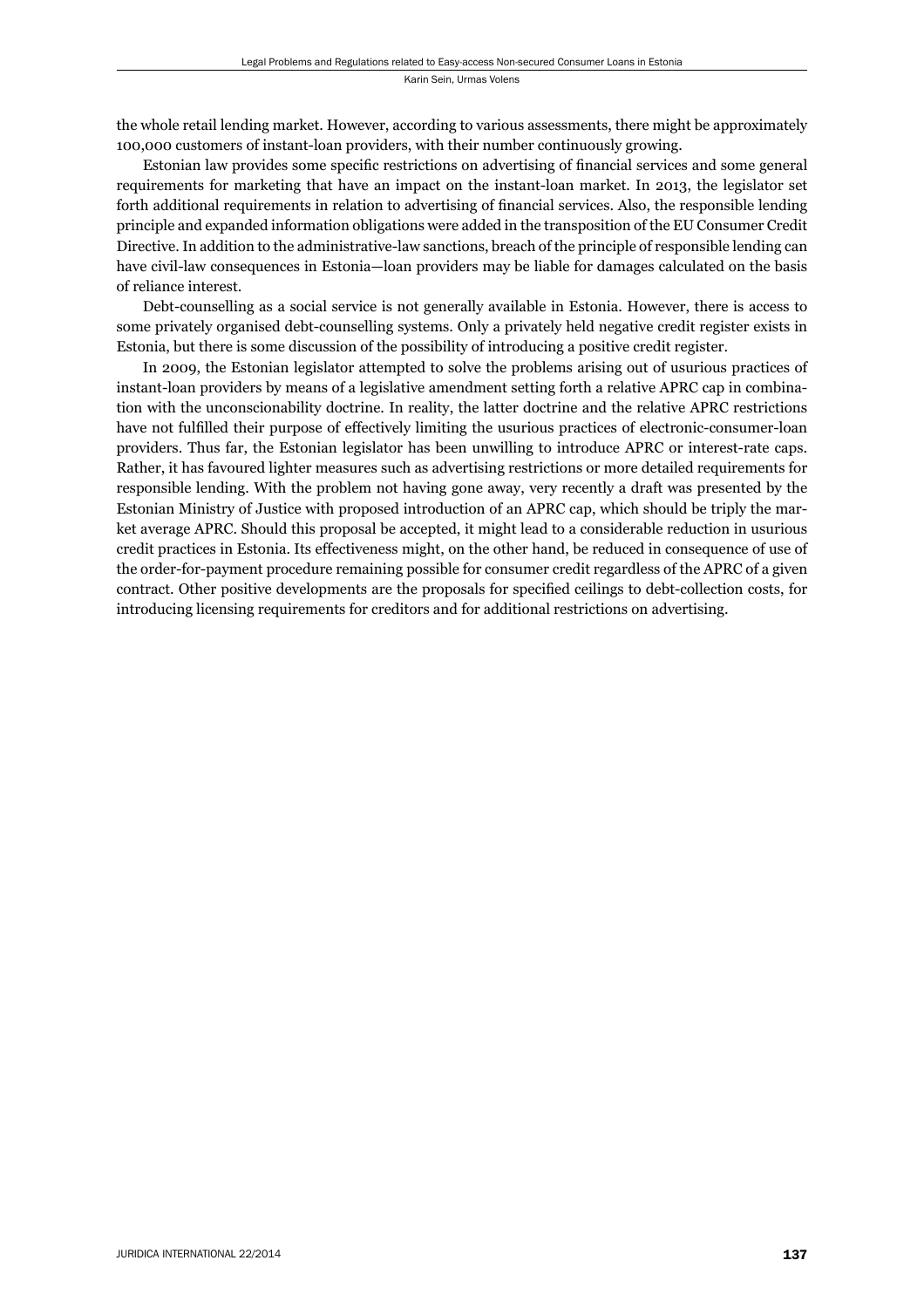the whole retail lending market. However, according to various assessments, there might be approximately 100,000 customers of instant-loan providers, with their number continuously growing.

Estonian law provides some specific restrictions on advertising of financial services and some general requirements for marketing that have an impact on the instant-loan market. In 2013, the legislator set forth additional requirements in relation to advertising of financial services. Also, the responsible lending principle and expanded information obligations were added in the transposition of the EU Consumer Credit Directive. In addition to the administrative-law sanctions, breach of the principle of responsible lending can have civil-law consequences in Estonia—loan providers may be liable for damages calculated on the basis of reliance interest.

Debt-counselling as a social service is not generally available in Estonia. However, there is access to some privately organised debt-counselling systems. Only a privately held negative credit register exists in Estonia, but there is some discussion of the possibility of introducing a positive credit register.

In 2009, the Estonian legislator attempted to solve the problems arising out of usurious practices of instant-loan providers by means of a legislative amendment setting forth a relative APRC cap in combination with the unconscionability doctrine. In reality, the latter doctrine and the relative APRC restrictions have not fulfilled their purpose of effectively limiting the usurious practices of electronic-consumer-loan providers. Thus far, the Estonian legislator has been unwilling to introduce APRC or interest-rate caps. Rather, it has favoured lighter measures such as advertising restrictions or more detailed requirements for responsible lending. With the problem not having gone away, very recently a draft was presented by the Estonian Ministry of Justice with proposed introduction of an APRC cap, which should be triply the market average APRC. Should this proposal be accepted, it might lead to a considerable reduction in usurious credit practices in Estonia. Its effectiveness might, on the other hand, be reduced in consequence of use of the order-for-payment procedure remaining possible for consumer credit regardless of the APRC of a given contract. Other positive developments are the proposals for specified ceilings to debt-collection costs, for introducing licensing requirements for creditors and for additional restrictions on advertising.